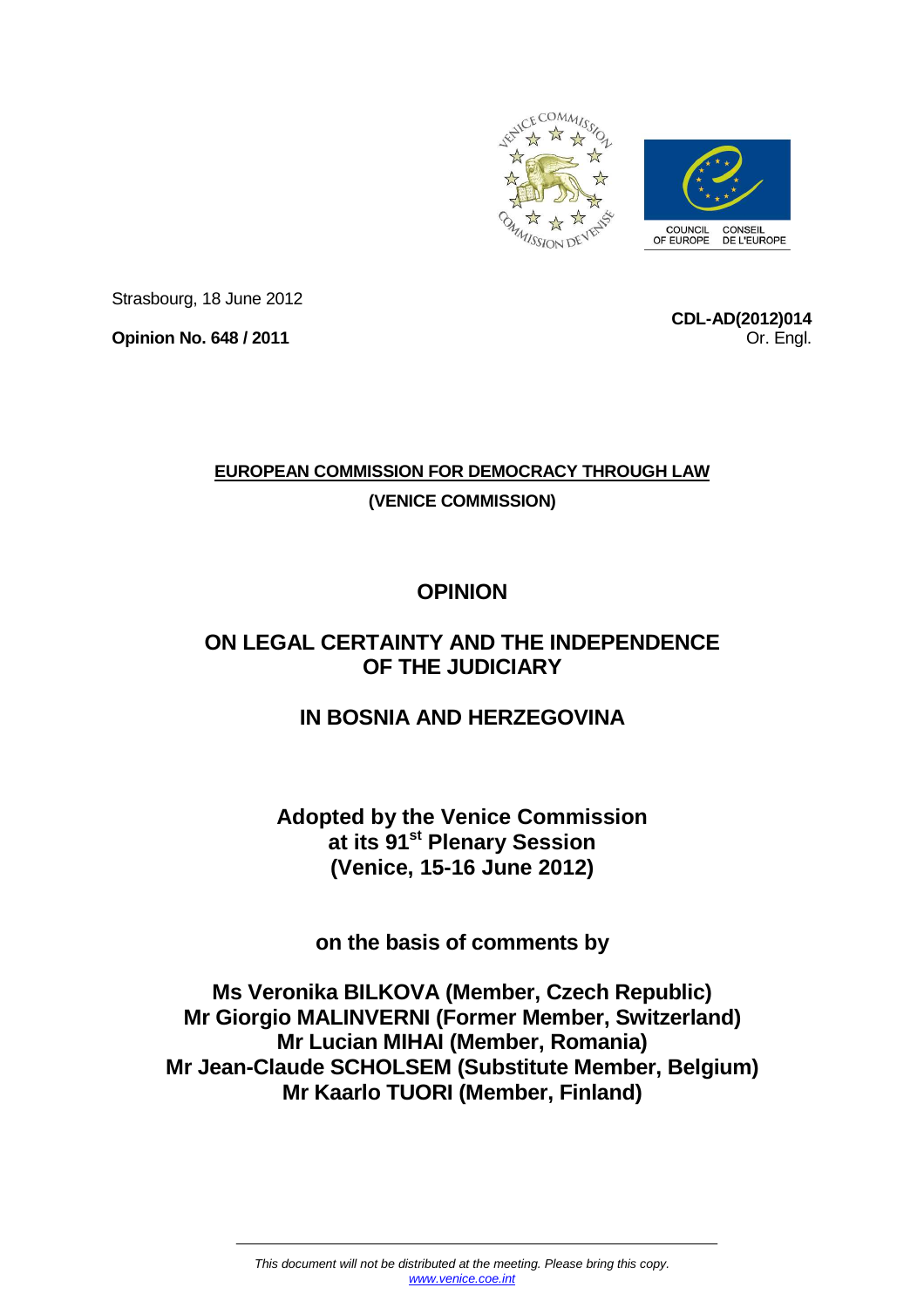Strasbourg, 18 June 2012

**Opinion No. 648 / 2011**

**CDL-AD(2012)014**
Or. Engl.

**EUROPEAN COMMISSION FOR DEMOCRACY THROUGH LAW**

**(VENICE COMMISSION)**

# OPINION

# ON LEGAL CERTAINTY AND THE INDEPENDENCE OF THE JUDICIARY

# IN BOSNIA AND HERZEGOVINA

**Adopted by the Venice Commission at its 91st Plenary Session (Venice, 15-16 June 2012)**

**on the basis of comments by**

**Ms Veronika BILKOVA (Member, Czech Republic)**
**Mr Giorgio MALINVERNI (Former Member, Switzerland)**
**Mr Lucian MIHAI (Member, Romania)**
**Mr Jean-Claude SCHOLSEM (Substitute Member, Belgium)**
**Mr Kaarlo TUORI (Member, Finland)**

*This document will not be distributed at the meeting. Please bring this copy.*
*www.venice.coe.int*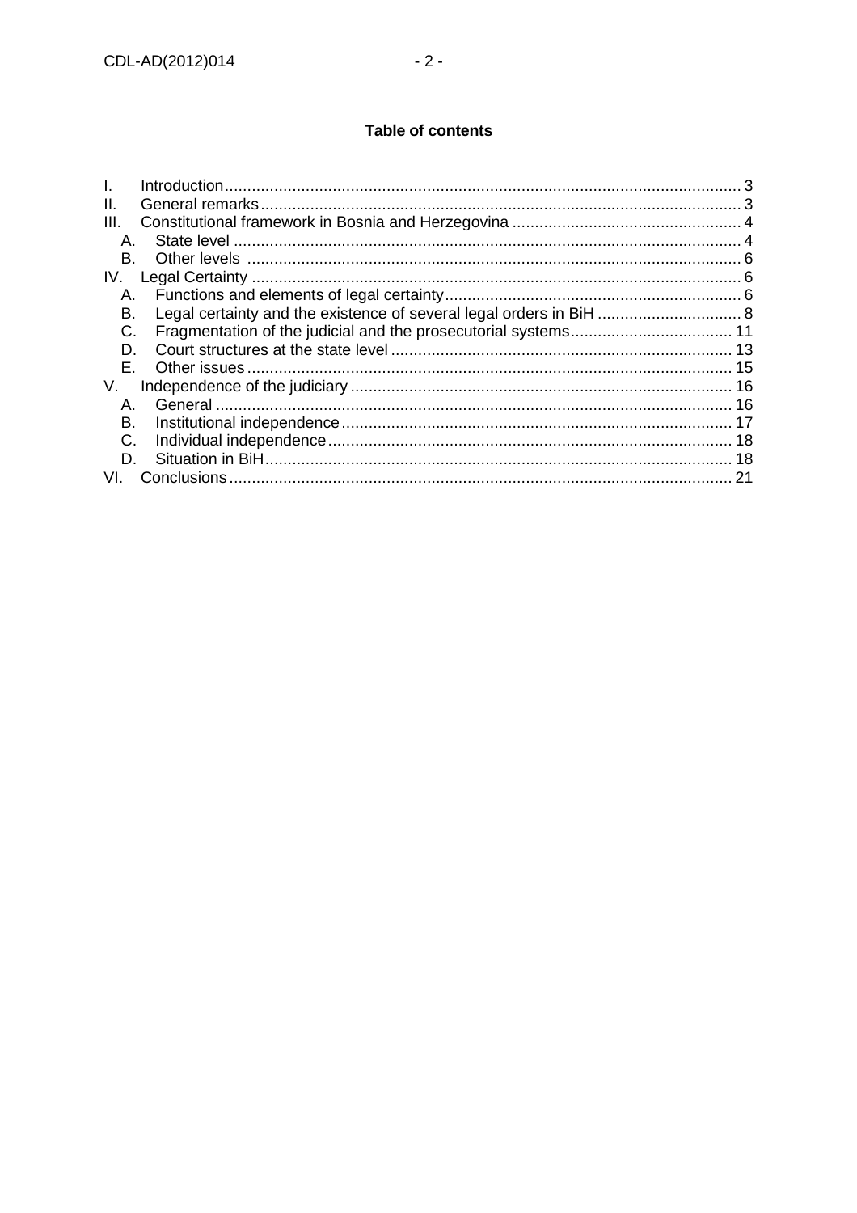**Table of contents**

I. Introduction .................................................................................................................. 3
II. General remarks .......................................................................................................... 3
III. Constitutional framework in Bosnia and Herzegovina ................................................... 4
  A. State level ................................................................................................................ 4
  B. Other levels ............................................................................................................. 6
IV. Legal Certainty ............................................................................................................ 6
  A. Functions and elements of legal certainty ................................................................. 6
  B. Legal certainty and the existence of several legal orders in BiH ................................ 8
  C. Fragmentation of the judicial and the prosecutorial systems .................................... 11
  D. Court structures at the state level ........................................................................... 13
  E. Other issues ............................................................................................................ 15
V. Independence of the judiciary .................................................................................... 16
  A. General .................................................................................................................. 16
  B. Institutional independence ....................................................................................... 17
  C. Individual independence ......................................................................................... 18
  D. Situation in BiH ....................................................................................................... 18
VI. Conclusions ............................................................................................................... 21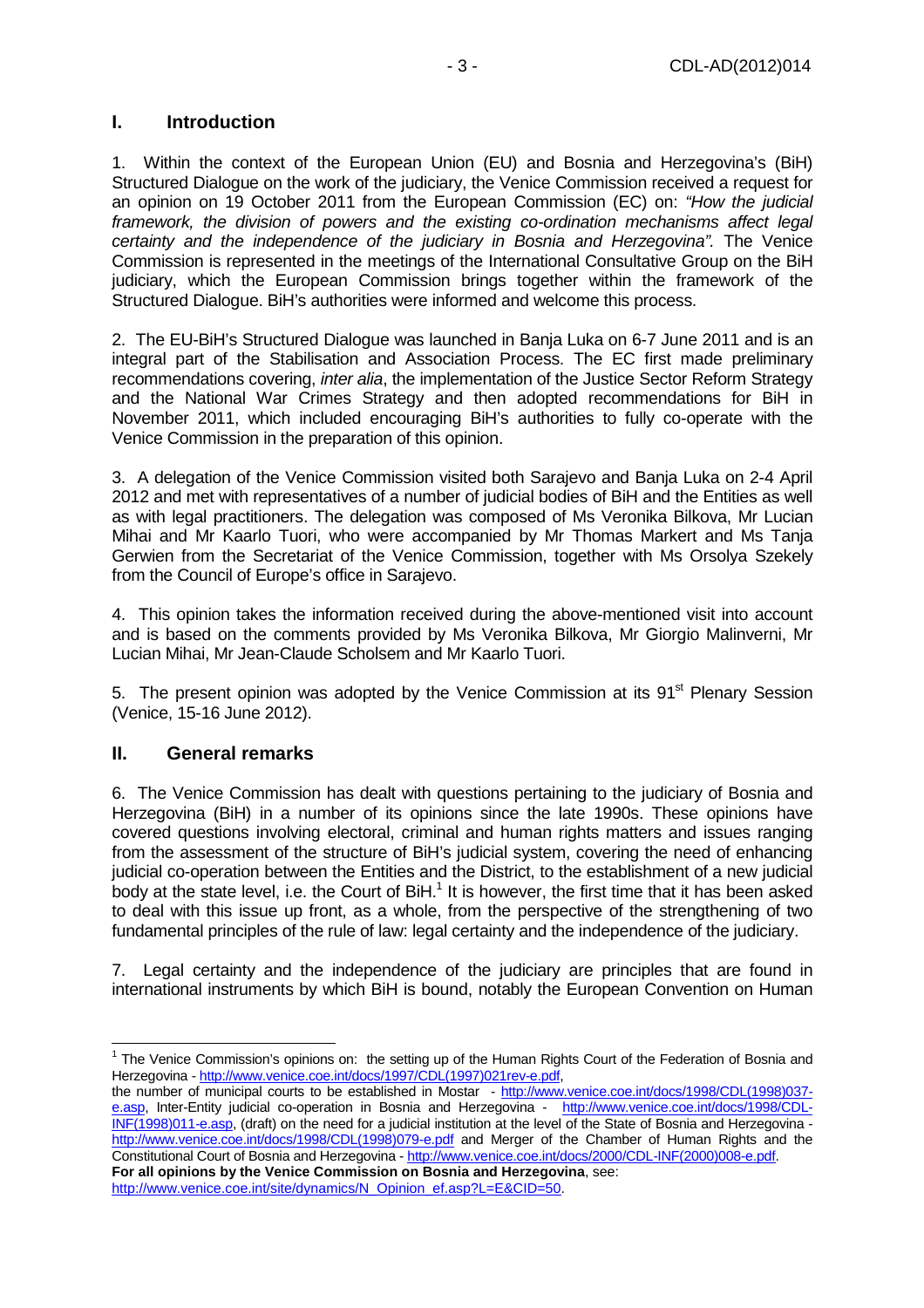## I. Introduction

1. Within the context of the European Union (EU) and Bosnia and Herzegovina's (BiH) Structured Dialogue on the work of the judiciary, the Venice Commission received a request for an opinion on 19 October 2011 from the European Commission (EC) on: *"How the judicial framework, the division of powers and the existing co-ordination mechanisms affect legal certainty and the independence of the judiciary in Bosnia and Herzegovina".* The Venice Commission is represented in the meetings of the International Consultative Group on the BiH judiciary, which the European Commission brings together within the framework of the Structured Dialogue. BiH's authorities were informed and welcome this process.

2. The EU-BiH's Structured Dialogue was launched in Banja Luka on 6-7 June 2011 and is an integral part of the Stabilisation and Association Process. The EC first made preliminary recommendations covering, *inter alia*, the implementation of the Justice Sector Reform Strategy and the National War Crimes Strategy and then adopted recommendations for BiH in November 2011, which included encouraging BiH's authorities to fully co-operate with the Venice Commission in the preparation of this opinion.

3. A delegation of the Venice Commission visited both Sarajevo and Banja Luka on 2-4 April 2012 and met with representatives of a number of judicial bodies of BiH and the Entities as well as with legal practitioners. The delegation was composed of Ms Veronika Bilkova, Mr Lucian Mihai and Mr Kaarlo Tuori, who were accompanied by Mr Thomas Markert and Ms Tanja Gerwien from the Secretariat of the Venice Commission, together with Ms Orsolya Szekely from the Council of Europe's office in Sarajevo.

4. This opinion takes the information received during the above-mentioned visit into account and is based on the comments provided by Ms Veronika Bilkova, Mr Giorgio Malinverni, Mr Lucian Mihai, Mr Jean-Claude Scholsem and Mr Kaarlo Tuori.

5. The present opinion was adopted by the Venice Commission at its 91st Plenary Session (Venice, 15-16 June 2012).

## II. General remarks

6. The Venice Commission has dealt with questions pertaining to the judiciary of Bosnia and Herzegovina (BiH) in a number of its opinions since the late 1990s. These opinions have covered questions involving electoral, criminal and human rights matters and issues ranging from the assessment of the structure of BiH's judicial system, covering the need of enhancing judicial co-operation between the Entities and the District, to the establishment of a new judicial body at the state level, i.e. the Court of BiH.[1] It is however, the first time that it has been asked to deal with this issue up front, as a whole, from the perspective of the strengthening of two fundamental principles of the rule of law: legal certainty and the independence of the judiciary.

7. Legal certainty and the independence of the judiciary are principles that are found in international instruments by which BiH is bound, notably the European Convention on Human

---

[1] The Venice Commission's opinions on: the setting up of the Human Rights Court of the Federation of Bosnia and Herzegovina - http://www.venice.coe.int/docs/1997/CDL(1997)021rev-e.pdf,
the number of municipal courts to be established in Mostar - http://www.venice.coe.int/docs/1998/CDL(1998)037-e.asp, Inter-Entity judicial co-operation in Bosnia and Herzegovina - http://www.venice.coe.int/docs/1998/CDL-INF(1998)011-e.asp, (draft) on the need for a judicial institution at the level of the State of Bosnia and Herzegovina - http://www.venice.coe.int/docs/1998/CDL(1998)079-e.pdf and Merger of the Chamber of Human Rights and the Constitutional Court of Bosnia and Herzegovina - http://www.venice.coe.int/docs/2000/CDL-INF(2000)008-e.pdf.
**For all opinions by the Venice Commission on Bosnia and Herzegovina**, see: http://www.venice.coe.int/site/dynamics/N_Opinion_ef.asp?L=E&CID=50.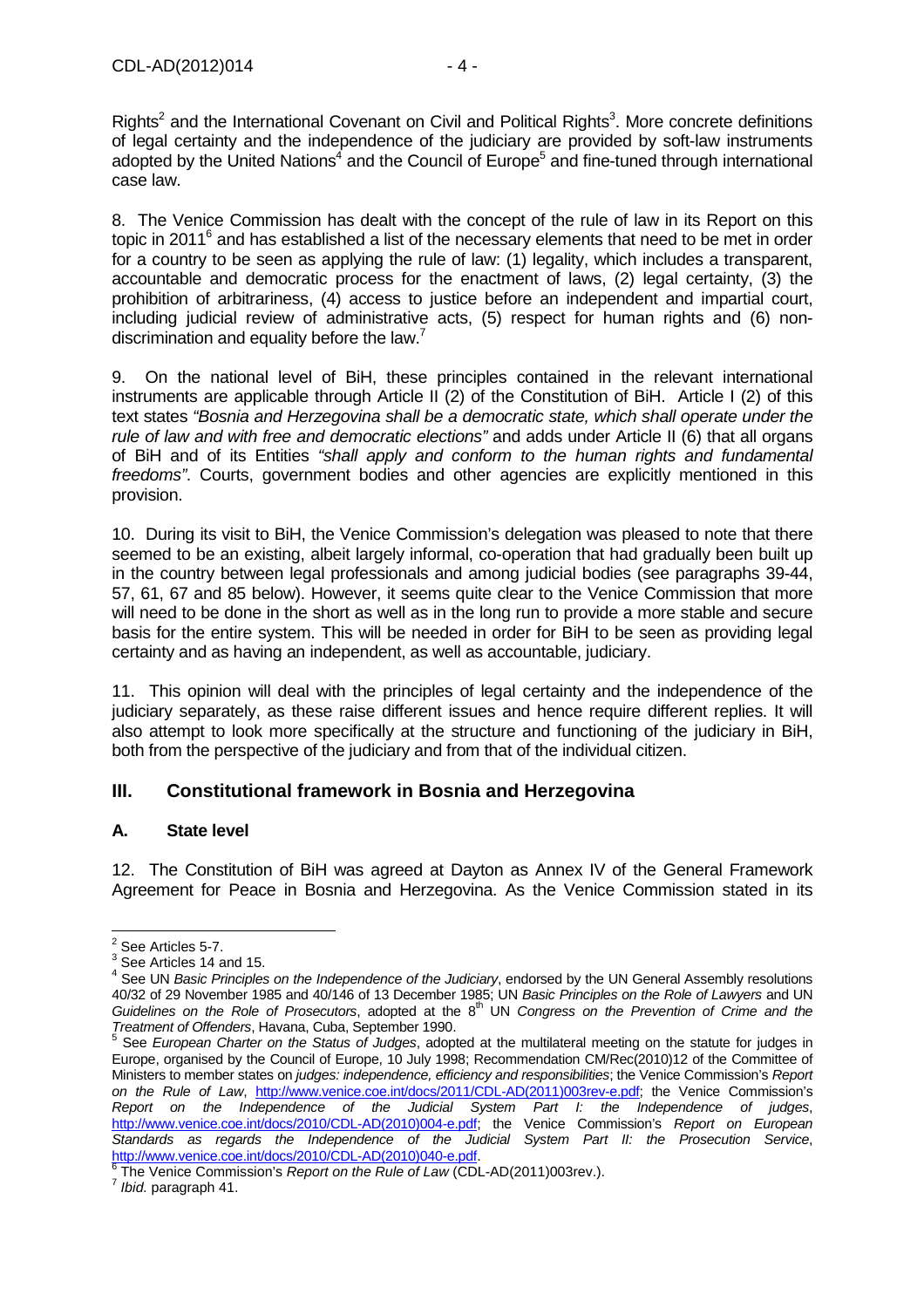Rights[2] and the International Covenant on Civil and Political Rights[3]. More concrete definitions of legal certainty and the independence of the judiciary are provided by soft-law instruments adopted by the United Nations[4] and the Council of Europe[5] and fine-tuned through international case law.

8. The Venice Commission has dealt with the concept of the rule of law in its Report on this topic in 2011[6] and has established a list of the necessary elements that need to be met in order for a country to be seen as applying the rule of law: (1) legality, which includes a transparent, accountable and democratic process for the enactment of laws, (2) legal certainty, (3) the prohibition of arbitrariness, (4) access to justice before an independent and impartial court, including judicial review of administrative acts, (5) respect for human rights and (6) non-discrimination and equality before the law.[7]

9. On the national level of BiH, these principles contained in the relevant international instruments are applicable through Article II (2) of the Constitution of BiH. Article I (2) of this text states *"Bosnia and Herzegovina shall be a democratic state, which shall operate under the rule of law and with free and democratic elections"* and adds under Article II (6) that all organs of BiH and of its Entities *"shall apply and conform to the human rights and fundamental freedoms"*. Courts, government bodies and other agencies are explicitly mentioned in this provision.

10. During its visit to BiH, the Venice Commission's delegation was pleased to note that there seemed to be an existing, albeit largely informal, co-operation that had gradually been built up in the country between legal professionals and among judicial bodies (see paragraphs 39-44, 57, 61, 67 and 85 below). However, it seems quite clear to the Venice Commission that more will need to be done in the short as well as in the long run to provide a more stable and secure basis for the entire system. This will be needed in order for BiH to be seen as providing legal certainty and as having an independent, as well as accountable, judiciary.

11. This opinion will deal with the principles of legal certainty and the independence of the judiciary separately, as these raise different issues and hence require different replies. It will also attempt to look more specifically at the structure and functioning of the judiciary in BiH, both from the perspective of the judiciary and from that of the individual citizen.

## III. Constitutional framework in Bosnia and Herzegovina

### A. State level

12. The Constitution of BiH was agreed at Dayton as Annex IV of the General Framework Agreement for Peace in Bosnia and Herzegovina. As the Venice Commission stated in its

---

[2] See Articles 5-7.

[3] See Articles 14 and 15.

[4] See UN *Basic Principles on the Independence of the Judiciary*, endorsed by the UN General Assembly resolutions 40/32 of 29 November 1985 and 40/146 of 13 December 1985; UN *Basic Principles on the Role of Lawyers* and UN *Guidelines on the Role of Prosecutors*, adopted at the 8th UN *Congress on the Prevention of Crime and the Treatment of Offenders*, Havana, Cuba, September 1990.

[5] See *European Charter on the Status of Judges*, adopted at the multilateral meeting on the statute for judges in Europe, organised by the Council of Europe, 10 July 1998; Recommendation CM/Rec(2010)12 of the Committee of Ministers to member states on *judges: independence, efficiency and responsibilities*; the Venice Commission's *Report on the Rule of Law*, http://www.venice.coe.int/docs/2011/CDL-AD(2011)003rev-e.pdf; the Venice Commission's *Report on the Independence of the Judicial System Part I: the Independence of judges*, http://www.venice.coe.int/docs/2010/CDL-AD(2010)004-e.pdf; the Venice Commission's *Report on European Standards as regards the Independence of the Judicial System Part II: the Prosecution Service*, http://www.venice.coe.int/docs/2010/CDL-AD(2010)040-e.pdf.

[6] The Venice Commission's *Report on the Rule of Law* (CDL-AD(2011)003rev.).

[7] *Ibid.* paragraph 41.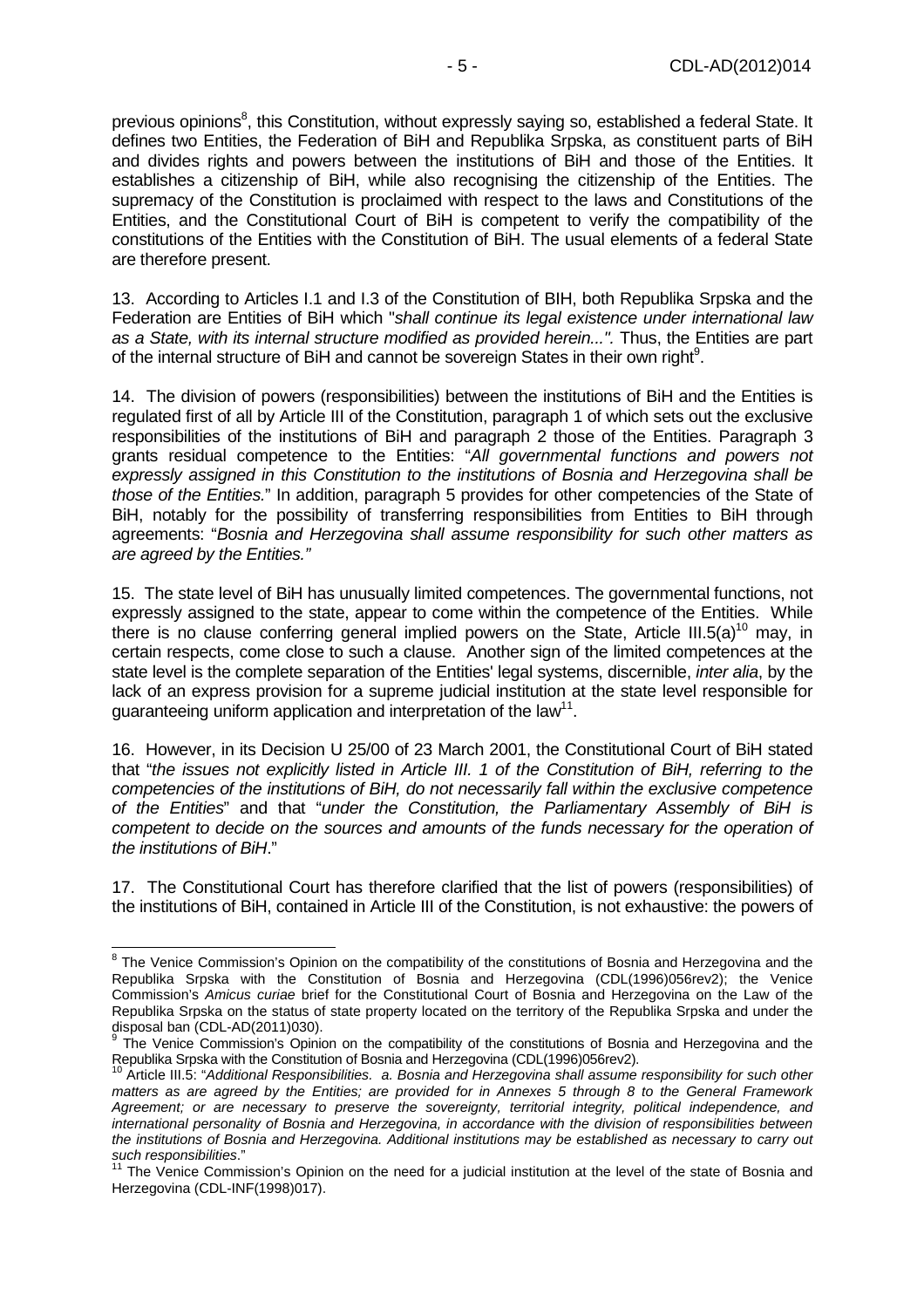previous opinions[8], this Constitution, without expressly saying so, established a federal State. It defines two Entities, the Federation of BiH and Republika Srpska, as constituent parts of BiH and divides rights and powers between the institutions of BiH and those of the Entities. It establishes a citizenship of BiH, while also recognising the citizenship of the Entities. The supremacy of the Constitution is proclaimed with respect to the laws and Constitutions of the Entities, and the Constitutional Court of BiH is competent to verify the compatibility of the constitutions of the Entities with the Constitution of BiH. The usual elements of a federal State are therefore present.

13. According to Articles I.1 and I.3 of the Constitution of BIH, both Republika Srpska and the Federation are Entities of BiH which "*shall continue its legal existence under international law as a State, with its internal structure modified as provided herein...*". Thus, the Entities are part of the internal structure of BiH and cannot be sovereign States in their own right[9].

14. The division of powers (responsibilities) between the institutions of BiH and the Entities is regulated first of all by Article III of the Constitution, paragraph 1 of which sets out the exclusive responsibilities of the institutions of BiH and paragraph 2 those of the Entities. Paragraph 3 grants residual competence to the Entities: "*All governmental functions and powers not expressly assigned in this Constitution to the institutions of Bosnia and Herzegovina shall be those of the Entities.*" In addition, paragraph 5 provides for other competencies of the State of BiH, notably for the possibility of transferring responsibilities from Entities to BiH through agreements: "*Bosnia and Herzegovina shall assume responsibility for such other matters as are agreed by the Entities.*"

15. The state level of BiH has unusually limited competences. The governmental functions, not expressly assigned to the state, appear to come within the competence of the Entities. While there is no clause conferring general implied powers on the State, Article III.5(a)[10] may, in certain respects, come close to such a clause. Another sign of the limited competences at the state level is the complete separation of the Entities' legal systems, discernible, *inter alia*, by the lack of an express provision for a supreme judicial institution at the state level responsible for guaranteeing uniform application and interpretation of the law[11].

16. However, in its Decision U 25/00 of 23 March 2001, the Constitutional Court of BiH stated that "*the issues not explicitly listed in Article III. 1 of the Constitution of BiH, referring to the competencies of the institutions of BiH, do not necessarily fall within the exclusive competence of the Entities*" and that "*under the Constitution, the Parliamentary Assembly of BiH is competent to decide on the sources and amounts of the funds necessary for the operation of the institutions of BiH*."

17. The Constitutional Court has therefore clarified that the list of powers (responsibilities) of the institutions of BiH, contained in Article III of the Constitution, is not exhaustive: the powers of

---

[8] The Venice Commission's Opinion on the compatibility of the constitutions of Bosnia and Herzegovina and the Republika Srpska with the Constitution of Bosnia and Herzegovina (CDL(1996)056rev2); the Venice Commission's *Amicus curiae* brief for the Constitutional Court of Bosnia and Herzegovina on the Law of the Republika Srpska on the status of state property located on the territory of the Republika Srpska and under the disposal ban (CDL-AD(2011)030).

[9] The Venice Commission's Opinion on the compatibility of the constitutions of Bosnia and Herzegovina and the Republika Srpska with the Constitution of Bosnia and Herzegovina (CDL(1996)056rev2).

[10] Article III.5: "*Additional Responsibilities. a. Bosnia and Herzegovina shall assume responsibility for such other matters as are agreed by the Entities; are provided for in Annexes 5 through 8 to the General Framework Agreement; or are necessary to preserve the sovereignty, territorial integrity, political independence, and international personality of Bosnia and Herzegovina, in accordance with the division of responsibilities between the institutions of Bosnia and Herzegovina. Additional institutions may be established as necessary to carry out such responsibilities*."

[11] The Venice Commission's Opinion on the need for a judicial institution at the level of the state of Bosnia and Herzegovina (CDL-INF(1998)017).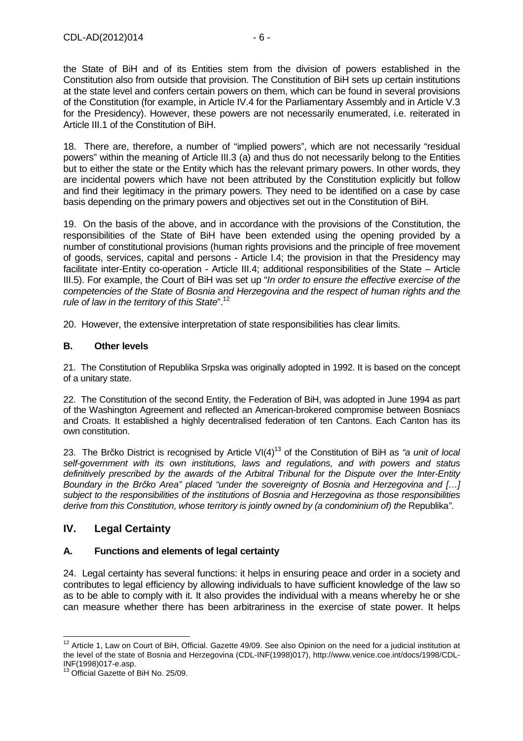the State of BiH and of its Entities stem from the division of powers established in the Constitution also from outside that provision. The Constitution of BiH sets up certain institutions at the state level and confers certain powers on them, which can be found in several provisions of the Constitution (for example, in Article IV.4 for the Parliamentary Assembly and in Article V.3 for the Presidency). However, these powers are not necessarily enumerated, i.e. reiterated in Article III.1 of the Constitution of BiH.

18. There are, therefore, a number of "implied powers", which are not necessarily "residual powers" within the meaning of Article III.3 (a) and thus do not necessarily belong to the Entities but to either the state or the Entity which has the relevant primary powers. In other words, they are incidental powers which have not been attributed by the Constitution explicitly but follow and find their legitimacy in the primary powers. They need to be identified on a case by case basis depending on the primary powers and objectives set out in the Constitution of BiH.

19. On the basis of the above, and in accordance with the provisions of the Constitution, the responsibilities of the State of BiH have been extended using the opening provided by a number of constitutional provisions (human rights provisions and the principle of free movement of goods, services, capital and persons - Article I.4; the provision in that the Presidency may facilitate inter-Entity co-operation - Article III.4; additional responsibilities of the State – Article III.5). For example, the Court of BiH was set up "*In order to ensure the effective exercise of the competencies of the State of Bosnia and Herzegovina and the respect of human rights and the rule of law in the territory of this State*".[12]

20. However, the extensive interpretation of state responsibilities has clear limits.

### B. Other levels

21. The Constitution of Republika Srpska was originally adopted in 1992. It is based on the concept of a unitary state.

22. The Constitution of the second Entity, the Federation of BiH, was adopted in June 1994 as part of the Washington Agreement and reflected an American-brokered compromise between Bosniacs and Croats. It established a highly decentralised federation of ten Cantons. Each Canton has its own constitution.

23. The Brčko District is recognised by Article VI(4)[13] of the Constitution of BiH as *"a unit of local self-government with its own institutions, laws and regulations, and with powers and status definitively prescribed by the awards of the Arbitral Tribunal for the Dispute over the Inter-Entity Boundary in the Brčko Area" placed "under the sovereignty of Bosnia and Herzegovina and […] subject to the responsibilities of the institutions of Bosnia and Herzegovina as those responsibilities derive from this Constitution, whose territory is jointly owned by (a condominium of) the* Republika*"*.

## IV. Legal Certainty

### A. Functions and elements of legal certainty

24. Legal certainty has several functions: it helps in ensuring peace and order in a society and contributes to legal efficiency by allowing individuals to have sufficient knowledge of the law so as to be able to comply with it. It also provides the individual with a means whereby he or she can measure whether there has been arbitrariness in the exercise of state power. It helps

---

[12] Article 1, Law on Court of BiH, Official. Gazette 49/09. See also Opinion on the need for a judicial institution at the level of the state of Bosnia and Herzegovina (CDL-INF(1998)017), http://www.venice.coe.int/docs/1998/CDL-INF(1998)017-e.asp.

[13] Official Gazette of BiH No. 25/09.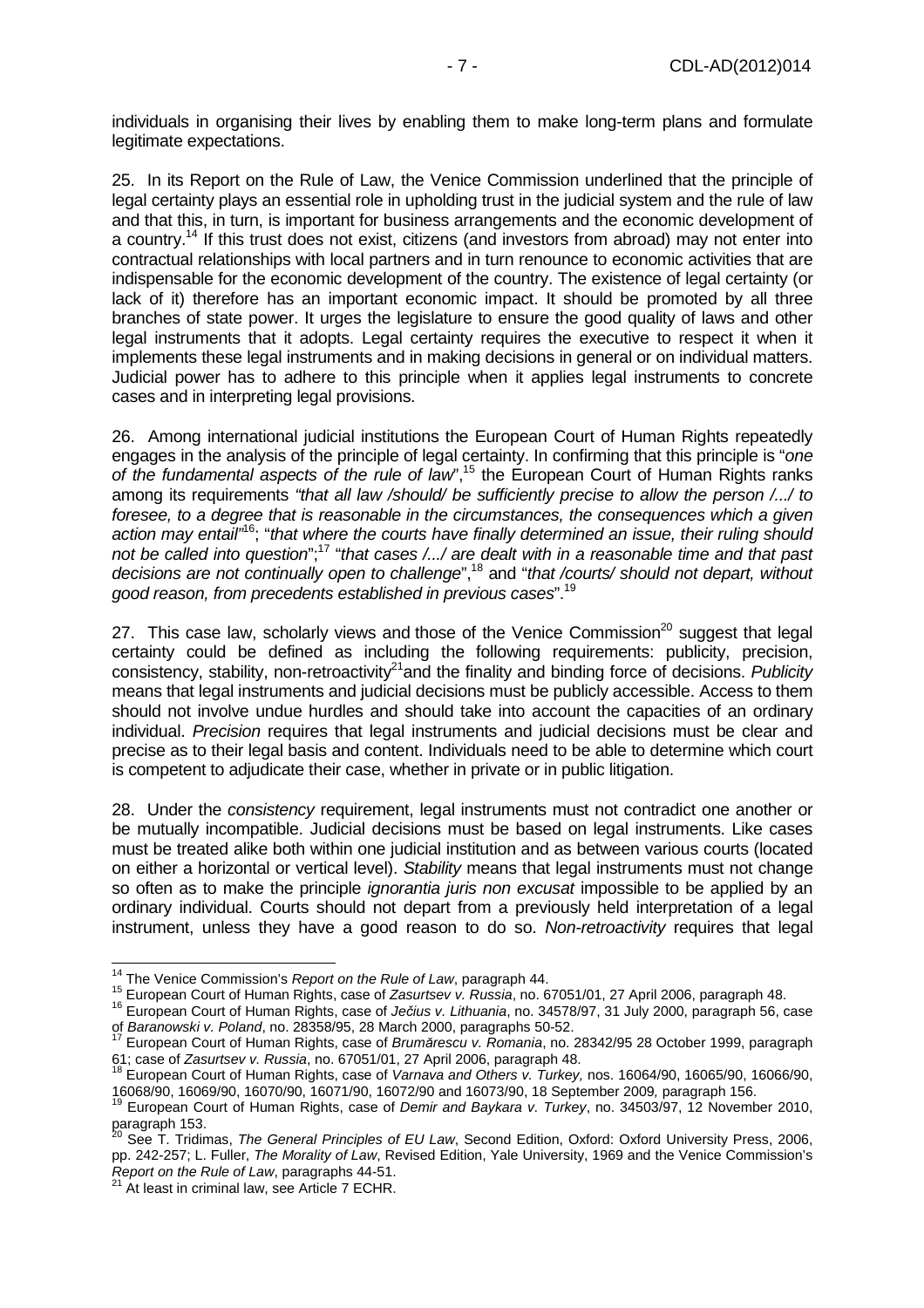individuals in organising their lives by enabling them to make long-term plans and formulate legitimate expectations.

25. In its Report on the Rule of Law, the Venice Commission underlined that the principle of legal certainty plays an essential role in upholding trust in the judicial system and the rule of law and that this, in turn, is important for business arrangements and the economic development of a country.[14] If this trust does not exist, citizens (and investors from abroad) may not enter into contractual relationships with local partners and in turn renounce to economic activities that are indispensable for the economic development of the country. The existence of legal certainty (or lack of it) therefore has an important economic impact. It should be promoted by all three branches of state power. It urges the legislature to ensure the good quality of laws and other legal instruments that it adopts. Legal certainty requires the executive to respect it when it implements these legal instruments and in making decisions in general or on individual matters. Judicial power has to adhere to this principle when it applies legal instruments to concrete cases and in interpreting legal provisions.

26. Among international judicial institutions the European Court of Human Rights repeatedly engages in the analysis of the principle of legal certainty. In confirming that this principle is "*one of the fundamental aspects of the rule of law*",[15] the European Court of Human Rights ranks among its requirements *"that all law /should/ be sufficiently precise to allow the person /.../ to foresee, to a degree that is reasonable in the circumstances, the consequences which a given action may entail"*[16]; "*that where the courts have finally determined an issue, their ruling should not be called into question*";[17] "*that cases /.../ are dealt with in a reasonable time and that past decisions are not continually open to challenge*",[18] and "*that /courts/ should not depart, without good reason, from precedents established in previous cases*".[19]

27. This case law, scholarly views and those of the Venice Commission[20] suggest that legal certainty could be defined as including the following requirements: publicity, precision, consistency, stability, non-retroactivity[21] and the finality and binding force of decisions. *Publicity* means that legal instruments and judicial decisions must be publicly accessible. Access to them should not involve undue hurdles and should take into account the capacities of an ordinary individual. *Precision* requires that legal instruments and judicial decisions must be clear and precise as to their legal basis and content. Individuals need to be able to determine which court is competent to adjudicate their case, whether in private or in public litigation.

28. Under the *consistency* requirement, legal instruments must not contradict one another or be mutually incompatible. Judicial decisions must be based on legal instruments. Like cases must be treated alike both within one judicial institution and as between various courts (located on either a horizontal or vertical level). *Stability* means that legal instruments must not change so often as to make the principle *ignorantia juris non excusat* impossible to be applied by an ordinary individual. Courts should not depart from a previously held interpretation of a legal instrument, unless they have a good reason to do so. *Non-retroactivity* requires that legal

---

[14] The Venice Commission's *Report on the Rule of Law*, paragraph 44.

[15] European Court of Human Rights, case of *Zasurtsev v. Russia*, no. 67051/01, 27 April 2006, paragraph 48.

[16] European Court of Human Rights, case of *Ječius v. Lithuania*, no. 34578/97, 31 July 2000, paragraph 56, case of *Baranowski v. Poland*, no. 28358/95, 28 March 2000, paragraphs 50-52.

[17] European Court of Human Rights, case of *Brumărescu v. Romania*, no. 28342/95 28 October 1999, paragraph 61; case of *Zasurtsev v. Russia*, no. 67051/01, 27 April 2006, paragraph 48.

[18] European Court of Human Rights, case of *Varnava and Others v. Turkey,* nos. 16064/90, 16065/90, 16066/90, 16068/90, 16069/90, 16070/90, 16071/90, 16072/90 and 16073/90, 18 September 2009*,* paragraph 156.

[19] European Court of Human Rights, case of *Demir and Baykara v. Turkey*, no. 34503/97, 12 November 2010, paragraph 153.

[20] See T. Tridimas, *The General Principles of EU Law*, Second Edition, Oxford: Oxford University Press, 2006, pp. 242-257; L. Fuller, *The Morality of Law*, Revised Edition, Yale University, 1969 and the Venice Commission's *Report on the Rule of Law*, paragraphs 44-51.

[21] At least in criminal law, see Article 7 ECHR.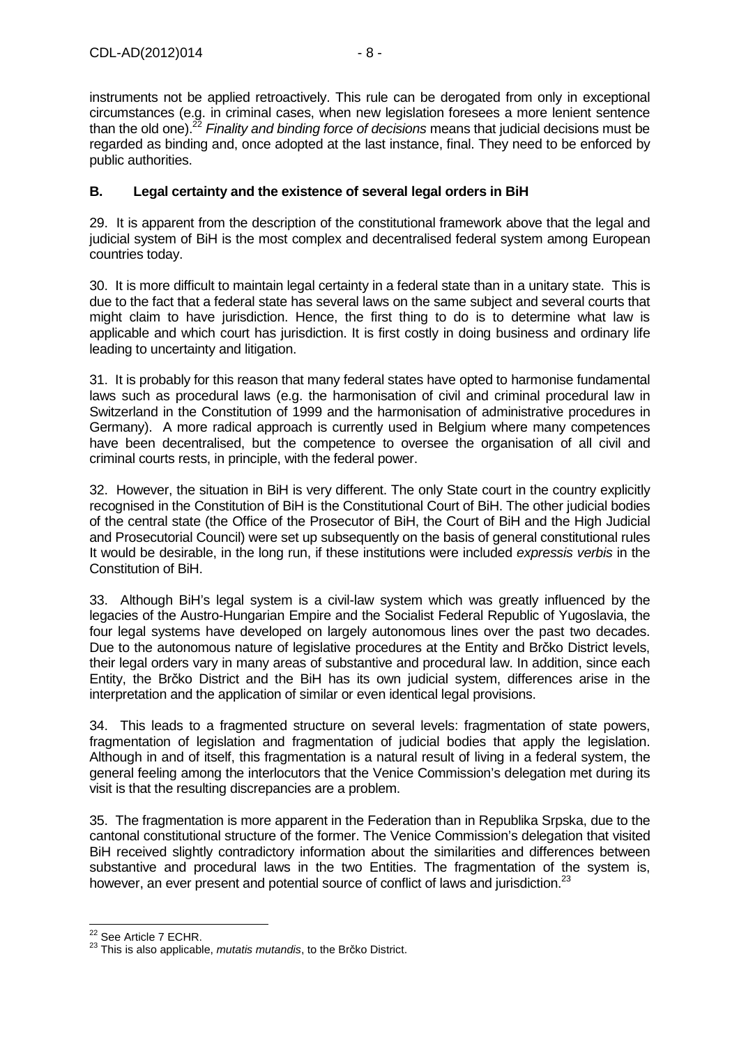instruments not be applied retroactively. This rule can be derogated from only in exceptional circumstances (e.g. in criminal cases, when new legislation foresees a more lenient sentence than the old one).[22] *Finality and binding force of decisions* means that judicial decisions must be regarded as binding and, once adopted at the last instance, final. They need to be enforced by public authorities.

## B. Legal certainty and the existence of several legal orders in BiH

29. It is apparent from the description of the constitutional framework above that the legal and judicial system of BiH is the most complex and decentralised federal system among European countries today.

30. It is more difficult to maintain legal certainty in a federal state than in a unitary state. This is due to the fact that a federal state has several laws on the same subject and several courts that might claim to have jurisdiction. Hence, the first thing to do is to determine what law is applicable and which court has jurisdiction. It is first costly in doing business and ordinary life leading to uncertainty and litigation.

31. It is probably for this reason that many federal states have opted to harmonise fundamental laws such as procedural laws (e.g. the harmonisation of civil and criminal procedural law in Switzerland in the Constitution of 1999 and the harmonisation of administrative procedures in Germany). A more radical approach is currently used in Belgium where many competences have been decentralised, but the competence to oversee the organisation of all civil and criminal courts rests, in principle, with the federal power.

32. However, the situation in BiH is very different. The only State court in the country explicitly recognised in the Constitution of BiH is the Constitutional Court of BiH. The other judicial bodies of the central state (the Office of the Prosecutor of BiH, the Court of BiH and the High Judicial and Prosecutorial Council) were set up subsequently on the basis of general constitutional rules It would be desirable, in the long run, if these institutions were included *expressis verbis* in the Constitution of BiH.

33. Although BiH's legal system is a civil-law system which was greatly influenced by the legacies of the Austro-Hungarian Empire and the Socialist Federal Republic of Yugoslavia, the four legal systems have developed on largely autonomous lines over the past two decades. Due to the autonomous nature of legislative procedures at the Entity and Brčko District levels, their legal orders vary in many areas of substantive and procedural law. In addition, since each Entity, the Brčko District and the BiH has its own judicial system, differences arise in the interpretation and the application of similar or even identical legal provisions.

34. This leads to a fragmented structure on several levels: fragmentation of state powers, fragmentation of legislation and fragmentation of judicial bodies that apply the legislation. Although in and of itself, this fragmentation is a natural result of living in a federal system, the general feeling among the interlocutors that the Venice Commission's delegation met during its visit is that the resulting discrepancies are a problem.

35. The fragmentation is more apparent in the Federation than in Republika Srpska, due to the cantonal constitutional structure of the former. The Venice Commission's delegation that visited BiH received slightly contradictory information about the similarities and differences between substantive and procedural laws in the two Entities. The fragmentation of the system is, however, an ever present and potential source of conflict of laws and jurisdiction.[23]

---

[22] See Article 7 ECHR.

[23] This is also applicable, *mutatis mutandis*, to the Brčko District.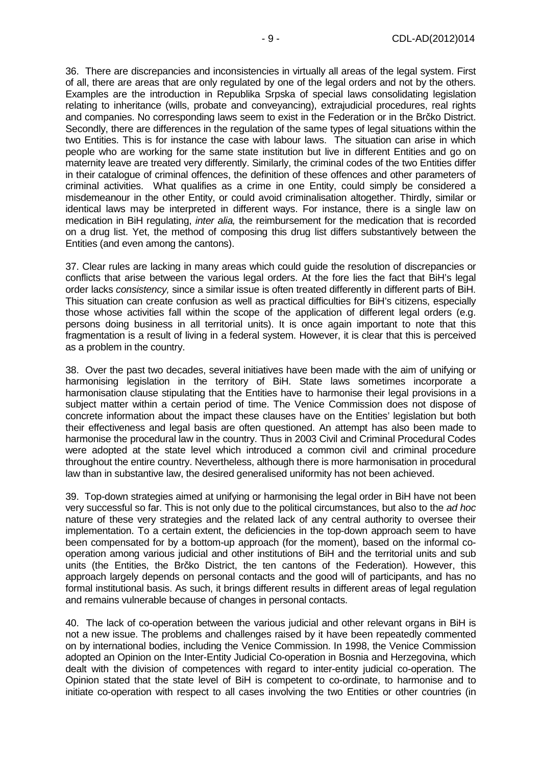36. There are discrepancies and inconsistencies in virtually all areas of the legal system. First of all, there are areas that are only regulated by one of the legal orders and not by the others. Examples are the introduction in Republika Srpska of special laws consolidating legislation relating to inheritance (wills, probate and conveyancing), extrajudicial procedures, real rights and companies. No corresponding laws seem to exist in the Federation or in the Brčko District. Secondly, there are differences in the regulation of the same types of legal situations within the two Entities. This is for instance the case with labour laws. The situation can arise in which people who are working for the same state institution but live in different Entities and go on maternity leave are treated very differently. Similarly, the criminal codes of the two Entities differ in their catalogue of criminal offences, the definition of these offences and other parameters of criminal activities. What qualifies as a crime in one Entity, could simply be considered a misdemeanour in the other Entity, or could avoid criminalisation altogether. Thirdly, similar or identical laws may be interpreted in different ways. For instance, there is a single law on medication in BiH regulating, *inter alia,* the reimbursement for the medication that is recorded on a drug list. Yet, the method of composing this drug list differs substantively between the Entities (and even among the cantons).

37. Clear rules are lacking in many areas which could guide the resolution of discrepancies or conflicts that arise between the various legal orders. At the fore lies the fact that BiH's legal order lacks *consistency,* since a similar issue is often treated differently in different parts of BiH. This situation can create confusion as well as practical difficulties for BiH's citizens, especially those whose activities fall within the scope of the application of different legal orders (e.g. persons doing business in all territorial units). It is once again important to note that this fragmentation is a result of living in a federal system. However, it is clear that this is perceived as a problem in the country.

38. Over the past two decades, several initiatives have been made with the aim of unifying or harmonising legislation in the territory of BiH. State laws sometimes incorporate a harmonisation clause stipulating that the Entities have to harmonise their legal provisions in a subject matter within a certain period of time. The Venice Commission does not dispose of concrete information about the impact these clauses have on the Entities' legislation but both their effectiveness and legal basis are often questioned. An attempt has also been made to harmonise the procedural law in the country. Thus in 2003 Civil and Criminal Procedural Codes were adopted at the state level which introduced a common civil and criminal procedure throughout the entire country. Nevertheless, although there is more harmonisation in procedural law than in substantive law, the desired generalised uniformity has not been achieved.

39. Top-down strategies aimed at unifying or harmonising the legal order in BiH have not been very successful so far. This is not only due to the political circumstances, but also to the *ad hoc* nature of these very strategies and the related lack of any central authority to oversee their implementation. To a certain extent, the deficiencies in the top-down approach seem to have been compensated for by a bottom-up approach (for the moment), based on the informal co-operation among various judicial and other institutions of BiH and the territorial units and sub units (the Entities, the Brčko District, the ten cantons of the Federation). However, this approach largely depends on personal contacts and the good will of participants, and has no formal institutional basis. As such, it brings different results in different areas of legal regulation and remains vulnerable because of changes in personal contacts.

40. The lack of co-operation between the various judicial and other relevant organs in BiH is not a new issue. The problems and challenges raised by it have been repeatedly commented on by international bodies, including the Venice Commission. In 1998, the Venice Commission adopted an Opinion on the Inter-Entity Judicial Co-operation in Bosnia and Herzegovina, which dealt with the division of competences with regard to inter-entity judicial co-operation. The Opinion stated that the state level of BiH is competent to co-ordinate, to harmonise and to initiate co-operation with respect to all cases involving the two Entities or other countries (in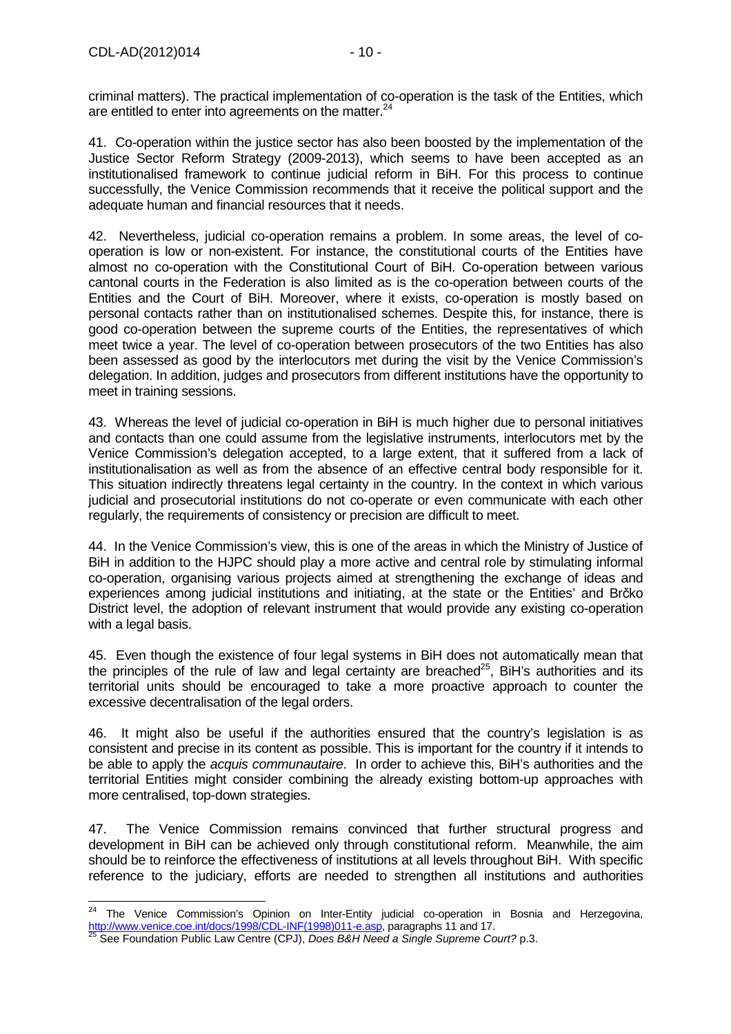criminal matters). The practical implementation of co-operation is the task of the Entities, which are entitled to enter into agreements on the matter.[24]

41. Co-operation within the justice sector has also been boosted by the implementation of the Justice Sector Reform Strategy (2009-2013), which seems to have been accepted as an institutionalised framework to continue judicial reform in BiH. For this process to continue successfully, the Venice Commission recommends that it receive the political support and the adequate human and financial resources that it needs.

42. Nevertheless, judicial co-operation remains a problem. In some areas, the level of co-operation is low or non-existent. For instance, the constitutional courts of the Entities have almost no co-operation with the Constitutional Court of BiH. Co-operation between various cantonal courts in the Federation is also limited as is the co-operation between courts of the Entities and the Court of BiH. Moreover, where it exists, co-operation is mostly based on personal contacts rather than on institutionalised schemes. Despite this, for instance, there is good co-operation between the supreme courts of the Entities, the representatives of which meet twice a year. The level of co-operation between prosecutors of the two Entities has also been assessed as good by the interlocutors met during the visit by the Venice Commission's delegation. In addition, judges and prosecutors from different institutions have the opportunity to meet in training sessions.

43. Whereas the level of judicial co-operation in BiH is much higher due to personal initiatives and contacts than one could assume from the legislative instruments, interlocutors met by the Venice Commission's delegation accepted, to a large extent, that it suffered from a lack of institutionalisation as well as from the absence of an effective central body responsible for it. This situation indirectly threatens legal certainty in the country. In the context in which various judicial and prosecutorial institutions do not co-operate or even communicate with each other regularly, the requirements of consistency or precision are difficult to meet.

44. In the Venice Commission's view, this is one of the areas in which the Ministry of Justice of BiH in addition to the HJPC should play a more active and central role by stimulating informal co-operation, organising various projects aimed at strengthening the exchange of ideas and experiences among judicial institutions and initiating, at the state or the Entities' and Brčko District level, the adoption of relevant instrument that would provide any existing co-operation with a legal basis.

45. Even though the existence of four legal systems in BiH does not automatically mean that the principles of the rule of law and legal certainty are breached[25], BiH's authorities and its territorial units should be encouraged to take a more proactive approach to counter the excessive decentralisation of the legal orders.

46. It might also be useful if the authorities ensured that the country's legislation is as consistent and precise in its content as possible. This is important for the country if it intends to be able to apply the *acquis communautaire*. In order to achieve this, BiH's authorities and the territorial Entities might consider combining the already existing bottom-up approaches with more centralised, top-down strategies.

47. The Venice Commission remains convinced that further structural progress and development in BiH can be achieved only through constitutional reform. Meanwhile, the aim should be to reinforce the effectiveness of institutions at all levels throughout BiH. With specific reference to the judiciary, efforts are needed to strengthen all institutions and authorities

---

[24] The Venice Commission's Opinion on Inter-Entity judicial co-operation in Bosnia and Herzegovina, http://www.venice.coe.int/docs/1998/CDL-INF(1998)011-e.asp, paragraphs 11 and 17.

[25] See Foundation Public Law Centre (CPJ), *Does B&H Need a Single Supreme Court?* p.3.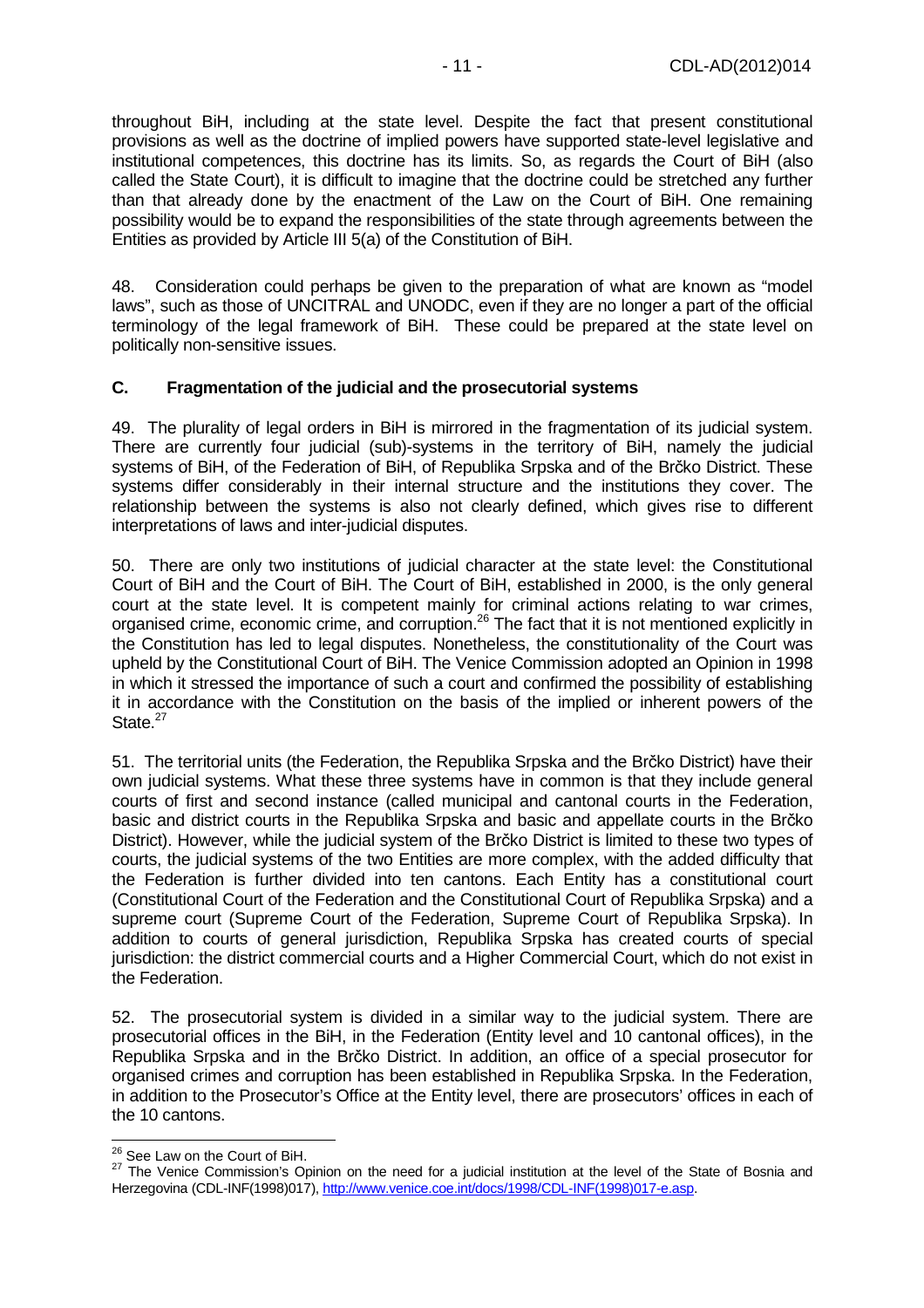throughout BiH, including at the state level. Despite the fact that present constitutional provisions as well as the doctrine of implied powers have supported state-level legislative and institutional competences, this doctrine has its limits. So, as regards the Court of BiH (also called the State Court), it is difficult to imagine that the doctrine could be stretched any further than that already done by the enactment of the Law on the Court of BiH. One remaining possibility would be to expand the responsibilities of the state through agreements between the Entities as provided by Article III 5(a) of the Constitution of BiH.

48. Consideration could perhaps be given to the preparation of what are known as "model laws", such as those of UNCITRAL and UNODC, even if they are no longer a part of the official terminology of the legal framework of BiH. These could be prepared at the state level on politically non-sensitive issues.

### C. Fragmentation of the judicial and the prosecutorial systems

49. The plurality of legal orders in BiH is mirrored in the fragmentation of its judicial system. There are currently four judicial (sub)-systems in the territory of BiH, namely the judicial systems of BiH, of the Federation of BiH, of Republika Srpska and of the Brčko District. These systems differ considerably in their internal structure and the institutions they cover. The relationship between the systems is also not clearly defined, which gives rise to different interpretations of laws and inter-judicial disputes.

50. There are only two institutions of judicial character at the state level: the Constitutional Court of BiH and the Court of BiH. The Court of BiH, established in 2000, is the only general court at the state level. It is competent mainly for criminal actions relating to war crimes, organised crime, economic crime, and corruption.[26] The fact that it is not mentioned explicitly in the Constitution has led to legal disputes. Nonetheless, the constitutionality of the Court was upheld by the Constitutional Court of BiH. The Venice Commission adopted an Opinion in 1998 in which it stressed the importance of such a court and confirmed the possibility of establishing it in accordance with the Constitution on the basis of the implied or inherent powers of the State.[27]

51. The territorial units (the Federation, the Republika Srpska and the Brčko District) have their own judicial systems. What these three systems have in common is that they include general courts of first and second instance (called municipal and cantonal courts in the Federation, basic and district courts in the Republika Srpska and basic and appellate courts in the Brčko District). However, while the judicial system of the Brčko District is limited to these two types of courts, the judicial systems of the two Entities are more complex, with the added difficulty that the Federation is further divided into ten cantons. Each Entity has a constitutional court (Constitutional Court of the Federation and the Constitutional Court of Republika Srpska) and a supreme court (Supreme Court of the Federation, Supreme Court of Republika Srpska). In addition to courts of general jurisdiction, Republika Srpska has created courts of special jurisdiction: the district commercial courts and a Higher Commercial Court, which do not exist in the Federation.

52. The prosecutorial system is divided in a similar way to the judicial system. There are prosecutorial offices in the BiH, in the Federation (Entity level and 10 cantonal offices), in the Republika Srpska and in the Brčko District. In addition, an office of a special prosecutor for organised crimes and corruption has been established in Republika Srpska. In the Federation, in addition to the Prosecutor's Office at the Entity level, there are prosecutors' offices in each of the 10 cantons.

---

[26] See Law on the Court of BiH.

[27] The Venice Commission's Opinion on the need for a judicial institution at the level of the State of Bosnia and Herzegovina (CDL-INF(1998)017), http://www.venice.coe.int/docs/1998/CDL-INF(1998)017-e.asp.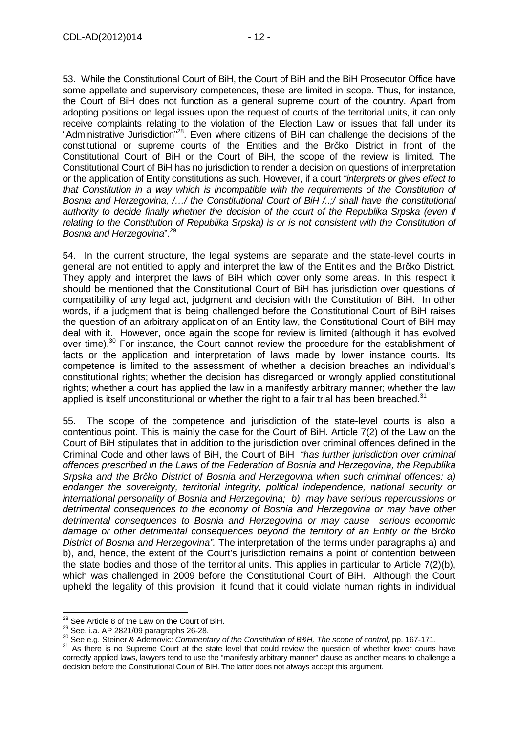53. While the Constitutional Court of BiH, the Court of BiH and the BiH Prosecutor Office have some appellate and supervisory competences, these are limited in scope. Thus, for instance, the Court of BiH does not function as a general supreme court of the country. Apart from adopting positions on legal issues upon the request of courts of the territorial units, it can only receive complaints relating to the violation of the Election Law or issues that fall under its "Administrative Jurisdiction"[28]. Even where citizens of BiH can challenge the decisions of the constitutional or supreme courts of the Entities and the Brčko District in front of the Constitutional Court of BiH or the Court of BiH, the scope of the review is limited. The Constitutional Court of BiH has no jurisdiction to render a decision on questions of interpretation or the application of Entity constitutions as such. However, if a court *"interprets or gives effect to that Constitution in a way which is incompatible with the requirements of the Constitution of Bosnia and Herzegovina, /…/ the Constitutional Court of BiH /..;/ shall have the constitutional authority to decide finally whether the decision of the court of the Republika Srpska (even if relating to the Constitution of Republika Srpska) is or is not consistent with the Constitution of Bosnia and Herzegovina*".[29]

54. In the current structure, the legal systems are separate and the state-level courts in general are not entitled to apply and interpret the law of the Entities and the Brčko District. They apply and interpret the laws of BiH which cover only some areas. In this respect it should be mentioned that the Constitutional Court of BiH has jurisdiction over questions of compatibility of any legal act, judgment and decision with the Constitution of BiH. In other words, if a judgment that is being challenged before the Constitutional Court of BiH raises the question of an arbitrary application of an Entity law, the Constitutional Court of BiH may deal with it. However, once again the scope for review is limited (although it has evolved over time).[30] For instance, the Court cannot review the procedure for the establishment of facts or the application and interpretation of laws made by lower instance courts. Its competence is limited to the assessment of whether a decision breaches an individual's constitutional rights; whether the decision has disregarded or wrongly applied constitutional rights; whether a court has applied the law in a manifestly arbitrary manner; whether the law applied is itself unconstitutional or whether the right to a fair trial has been breached.[31]

55. The scope of the competence and jurisdiction of the state-level courts is also a contentious point. This is mainly the case for the Court of BiH. Article 7(2) of the Law on the Court of BiH stipulates that in addition to the jurisdiction over criminal offences defined in the Criminal Code and other laws of BiH, the Court of BiH *"has further jurisdiction over criminal offences prescribed in the Laws of the Federation of Bosnia and Herzegovina, the Republika Srpska and the Brčko District of Bosnia and Herzegovina when such criminal offences: a) endanger the sovereignty, territorial integrity, political independence, national security or international personality of Bosnia and Herzegovina; b) may have serious repercussions or detrimental consequences to the economy of Bosnia and Herzegovina or may have other detrimental consequences to Bosnia and Herzegovina or may cause serious economic damage or other detrimental consequences beyond the territory of an Entity or the Brčko District of Bosnia and Herzegovina".* The interpretation of the terms under paragraphs a) and b), and, hence, the extent of the Court's jurisdiction remains a point of contention between the state bodies and those of the territorial units. This applies in particular to Article 7(2)(b), which was challenged in 2009 before the Constitutional Court of BiH. Although the Court upheld the legality of this provision, it found that it could violate human rights in individual

---

[28] See Article 8 of the Law on the Court of BiH.

[29] See, i.a. AP 2821/09 paragraphs 26-28.

[30] See e.g. Steiner & Ademovic: *Commentary of the Constitution of B&H, The scope of control*, pp. 167-171.

[31] As there is no Supreme Court at the state level that could review the question of whether lower courts have correctly applied laws, lawyers tend to use the "manifestly arbitrary manner" clause as another means to challenge a decision before the Constitutional Court of BiH. The latter does not always accept this argument.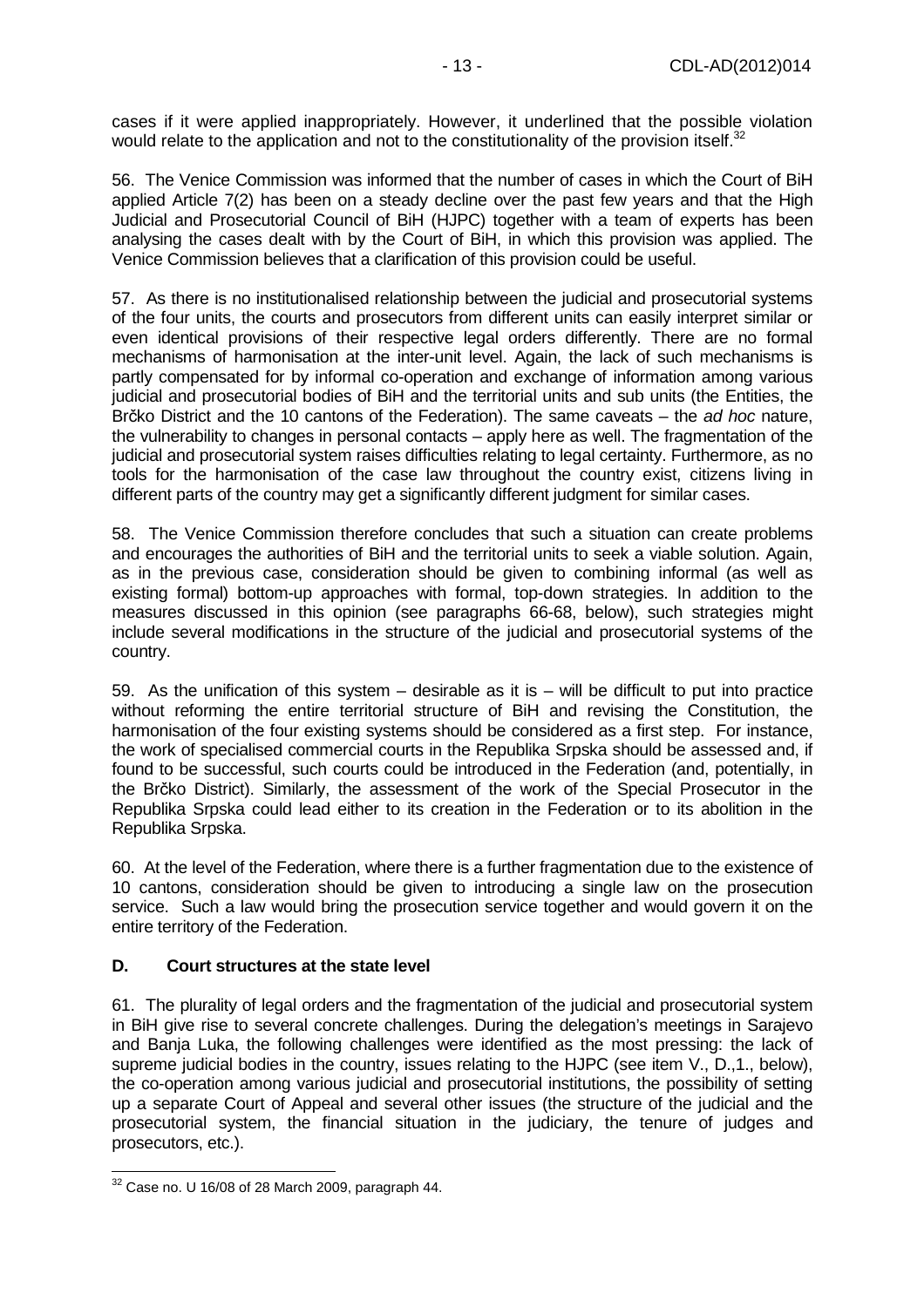cases if it were applied inappropriately. However, it underlined that the possible violation would relate to the application and not to the constitutionality of the provision itself.[32]

56. The Venice Commission was informed that the number of cases in which the Court of BiH applied Article 7(2) has been on a steady decline over the past few years and that the High Judicial and Prosecutorial Council of BiH (HJPC) together with a team of experts has been analysing the cases dealt with by the Court of BiH, in which this provision was applied. The Venice Commission believes that a clarification of this provision could be useful.

57. As there is no institutionalised relationship between the judicial and prosecutorial systems of the four units, the courts and prosecutors from different units can easily interpret similar or even identical provisions of their respective legal orders differently. There are no formal mechanisms of harmonisation at the inter-unit level. Again, the lack of such mechanisms is partly compensated for by informal co-operation and exchange of information among various judicial and prosecutorial bodies of BiH and the territorial units and sub units (the Entities, the Brčko District and the 10 cantons of the Federation). The same caveats – the *ad hoc* nature, the vulnerability to changes in personal contacts – apply here as well. The fragmentation of the judicial and prosecutorial system raises difficulties relating to legal certainty. Furthermore, as no tools for the harmonisation of the case law throughout the country exist, citizens living in different parts of the country may get a significantly different judgment for similar cases.

58. The Venice Commission therefore concludes that such a situation can create problems and encourages the authorities of BiH and the territorial units to seek a viable solution. Again, as in the previous case, consideration should be given to combining informal (as well as existing formal) bottom-up approaches with formal, top-down strategies. In addition to the measures discussed in this opinion (see paragraphs 66-68, below), such strategies might include several modifications in the structure of the judicial and prosecutorial systems of the country.

59. As the unification of this system – desirable as it is – will be difficult to put into practice without reforming the entire territorial structure of BiH and revising the Constitution, the harmonisation of the four existing systems should be considered as a first step. For instance, the work of specialised commercial courts in the Republika Srpska should be assessed and, if found to be successful, such courts could be introduced in the Federation (and, potentially, in the Brčko District). Similarly, the assessment of the work of the Special Prosecutor in the Republika Srpska could lead either to its creation in the Federation or to its abolition in the Republika Srpska.

60. At the level of the Federation, where there is a further fragmentation due to the existence of 10 cantons, consideration should be given to introducing a single law on the prosecution service. Such a law would bring the prosecution service together and would govern it on the entire territory of the Federation.

### D. Court structures at the state level

61. The plurality of legal orders and the fragmentation of the judicial and prosecutorial system in BiH give rise to several concrete challenges. During the delegation's meetings in Sarajevo and Banja Luka, the following challenges were identified as the most pressing: the lack of supreme judicial bodies in the country, issues relating to the HJPC (see item V., D.,1., below), the co-operation among various judicial and prosecutorial institutions, the possibility of setting up a separate Court of Appeal and several other issues (the structure of the judicial and the prosecutorial system, the financial situation in the judiciary, the tenure of judges and prosecutors, etc.).

---

[32] Case no. U 16/08 of 28 March 2009, paragraph 44.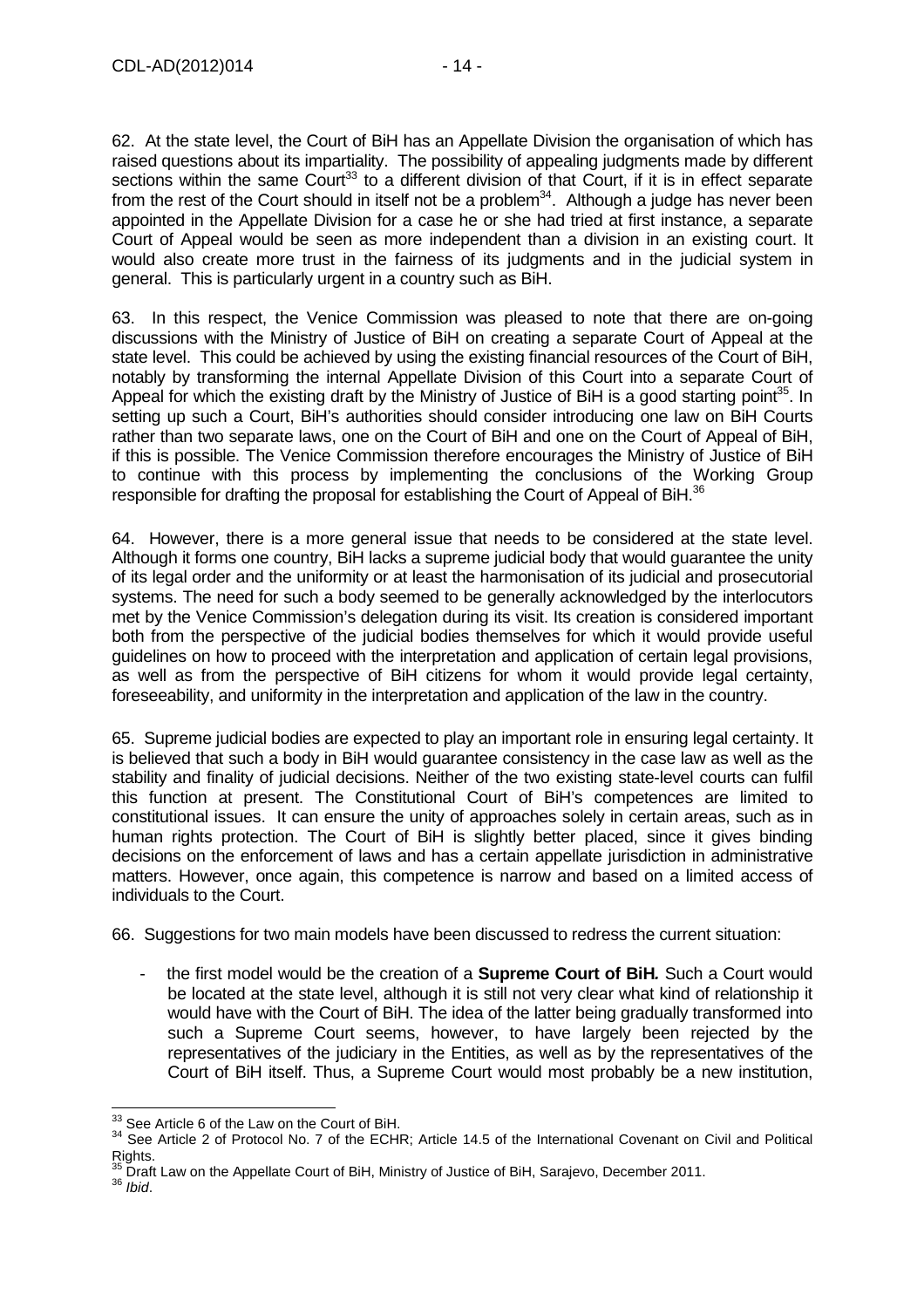62. At the state level, the Court of BiH has an Appellate Division the organisation of which has raised questions about its impartiality. The possibility of appealing judgments made by different sections within the same Court[33] to a different division of that Court, if it is in effect separate from the rest of the Court should in itself not be a problem[34]. Although a judge has never been appointed in the Appellate Division for a case he or she had tried at first instance, a separate Court of Appeal would be seen as more independent than a division in an existing court. It would also create more trust in the fairness of its judgments and in the judicial system in general. This is particularly urgent in a country such as BiH.

63. In this respect, the Venice Commission was pleased to note that there are on-going discussions with the Ministry of Justice of BiH on creating a separate Court of Appeal at the state level. This could be achieved by using the existing financial resources of the Court of BiH, notably by transforming the internal Appellate Division of this Court into a separate Court of Appeal for which the existing draft by the Ministry of Justice of BiH is a good starting point[35]. In setting up such a Court, BiH's authorities should consider introducing one law on BiH Courts rather than two separate laws, one on the Court of BiH and one on the Court of Appeal of BiH, if this is possible. The Venice Commission therefore encourages the Ministry of Justice of BiH to continue with this process by implementing the conclusions of the Working Group responsible for drafting the proposal for establishing the Court of Appeal of BiH.[36]

64. However, there is a more general issue that needs to be considered at the state level. Although it forms one country, BiH lacks a supreme judicial body that would guarantee the unity of its legal order and the uniformity or at least the harmonisation of its judicial and prosecutorial systems. The need for such a body seemed to be generally acknowledged by the interlocutors met by the Venice Commission's delegation during its visit. Its creation is considered important both from the perspective of the judicial bodies themselves for which it would provide useful guidelines on how to proceed with the interpretation and application of certain legal provisions, as well as from the perspective of BiH citizens for whom it would provide legal certainty, foreseeability, and uniformity in the interpretation and application of the law in the country.

65. Supreme judicial bodies are expected to play an important role in ensuring legal certainty. It is believed that such a body in BiH would guarantee consistency in the case law as well as the stability and finality of judicial decisions. Neither of the two existing state-level courts can fulfil this function at present. The Constitutional Court of BiH's competences are limited to constitutional issues. It can ensure the unity of approaches solely in certain areas, such as in human rights protection. The Court of BiH is slightly better placed, since it gives binding decisions on the enforcement of laws and has a certain appellate jurisdiction in administrative matters. However, once again, this competence is narrow and based on a limited access of individuals to the Court.

66. Suggestions for two main models have been discussed to redress the current situation:

- the first model would be the creation of a **Supreme Court of BiH.** Such a Court would be located at the state level, although it is still not very clear what kind of relationship it would have with the Court of BiH. The idea of the latter being gradually transformed into such a Supreme Court seems, however, to have largely been rejected by the representatives of the judiciary in the Entities, as well as by the representatives of the Court of BiH itself. Thus, a Supreme Court would most probably be a new institution,

---

[33] See Article 6 of the Law on the Court of BiH.

[34] See Article 2 of Protocol No. 7 of the ECHR; Article 14.5 of the International Covenant on Civil and Political Rights.

[35] Draft Law on the Appellate Court of BiH, Ministry of Justice of BiH, Sarajevo, December 2011.

[36] *Ibid*.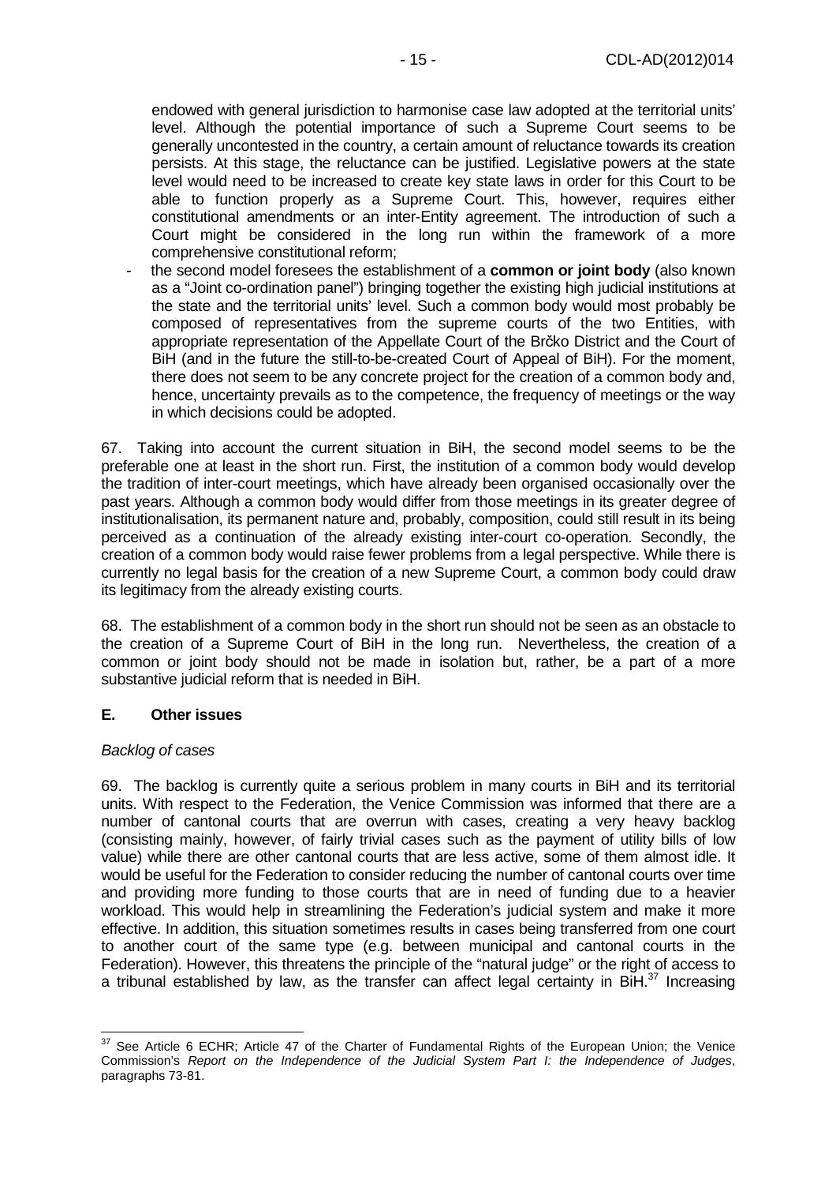endowed with general jurisdiction to harmonise case law adopted at the territorial units' level. Although the potential importance of such a Supreme Court seems to be generally uncontested in the country, a certain amount of reluctance towards its creation persists. At this stage, the reluctance can be justified. Legislative powers at the state level would need to be increased to create key state laws in order for this Court to be able to function properly as a Supreme Court. This, however, requires either constitutional amendments or an inter-Entity agreement. The introduction of such a Court might be considered in the long run within the framework of a more comprehensive constitutional reform;

- the second model foresees the establishment of a **common or joint body** (also known as a "Joint co-ordination panel") bringing together the existing high judicial institutions at the state and the territorial units' level. Such a common body would most probably be composed of representatives from the supreme courts of the two Entities, with appropriate representation of the Appellate Court of the Brčko District and the Court of BiH (and in the future the still-to-be-created Court of Appeal of BiH). For the moment, there does not seem to be any concrete project for the creation of a common body and, hence, uncertainty prevails as to the competence, the frequency of meetings or the way in which decisions could be adopted.

67. Taking into account the current situation in BiH, the second model seems to be the preferable one at least in the short run. First, the institution of a common body would develop the tradition of inter-court meetings, which have already been organised occasionally over the past years. Although a common body would differ from those meetings in its greater degree of institutionalisation, its permanent nature and, probably, composition, could still result in its being perceived as a continuation of the already existing inter-court co-operation. Secondly, the creation of a common body would raise fewer problems from a legal perspective. While there is currently no legal basis for the creation of a new Supreme Court, a common body could draw its legitimacy from the already existing courts.

68. The establishment of a common body in the short run should not be seen as an obstacle to the creation of a Supreme Court of BiH in the long run. Nevertheless, the creation of a common or joint body should not be made in isolation but, rather, be a part of a more substantive judicial reform that is needed in BiH.

## E. Other issues

*Backlog of cases*

69. The backlog is currently quite a serious problem in many courts in BiH and its territorial units. With respect to the Federation, the Venice Commission was informed that there are a number of cantonal courts that are overrun with cases, creating a very heavy backlog (consisting mainly, however, of fairly trivial cases such as the payment of utility bills of low value) while there are other cantonal courts that are less active, some of them almost idle. It would be useful for the Federation to consider reducing the number of cantonal courts over time and providing more funding to those courts that are in need of funding due to a heavier workload. This would help in streamlining the Federation's judicial system and make it more effective. In addition, this situation sometimes results in cases being transferred from one court to another court of the same type (e.g. between municipal and cantonal courts in the Federation). However, this threatens the principle of the "natural judge" or the right of access to a tribunal established by law, as the transfer can affect legal certainty in BiH.[37] Increasing

---

[37] See Article 6 ECHR; Article 47 of the Charter of Fundamental Rights of the European Union; the Venice Commission's *Report on the Independence of the Judicial System Part I: the Independence of Judges*, paragraphs 73-81.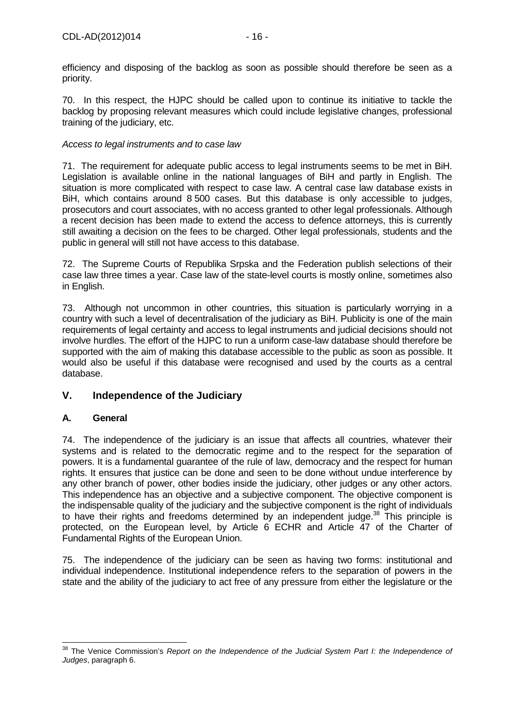efficiency and disposing of the backlog as soon as possible should therefore be seen as a priority.

70. In this respect, the HJPC should be called upon to continue its initiative to tackle the backlog by proposing relevant measures which could include legislative changes, professional training of the judiciary, etc.

*Access to legal instruments and to case law*

71. The requirement for adequate public access to legal instruments seems to be met in BiH. Legislation is available online in the national languages of BiH and partly in English. The situation is more complicated with respect to case law. A central case law database exists in BiH, which contains around 8 500 cases. But this database is only accessible to judges, prosecutors and court associates, with no access granted to other legal professionals. Although a recent decision has been made to extend the access to defence attorneys, this is currently still awaiting a decision on the fees to be charged. Other legal professionals, students and the public in general will still not have access to this database.

72. The Supreme Courts of Republika Srpska and the Federation publish selections of their case law three times a year. Case law of the state-level courts is mostly online, sometimes also in English.

73. Although not uncommon in other countries, this situation is particularly worrying in a country with such a level of decentralisation of the judiciary as BiH. Publicity is one of the main requirements of legal certainty and access to legal instruments and judicial decisions should not involve hurdles. The effort of the HJPC to run a uniform case-law database should therefore be supported with the aim of making this database accessible to the public as soon as possible. It would also be useful if this database were recognised and used by the courts as a central database.

## V. Independence of the Judiciary

### A. General

74. The independence of the judiciary is an issue that affects all countries, whatever their systems and is related to the democratic regime and to the respect for the separation of powers. It is a fundamental guarantee of the rule of law, democracy and the respect for human rights. It ensures that justice can be done and seen to be done without undue interference by any other branch of power, other bodies inside the judiciary, other judges or any other actors. This independence has an objective and a subjective component. The objective component is the indispensable quality of the judiciary and the subjective component is the right of individuals to have their rights and freedoms determined by an independent judge.[38] This principle is protected, on the European level, by Article 6 ECHR and Article 47 of the Charter of Fundamental Rights of the European Union.

75. The independence of the judiciary can be seen as having two forms: institutional and individual independence. Institutional independence refers to the separation of powers in the state and the ability of the judiciary to act free of any pressure from either the legislature or the

---

[38] The Venice Commission's *Report on the Independence of the Judicial System Part I: the Independence of Judges*, paragraph 6.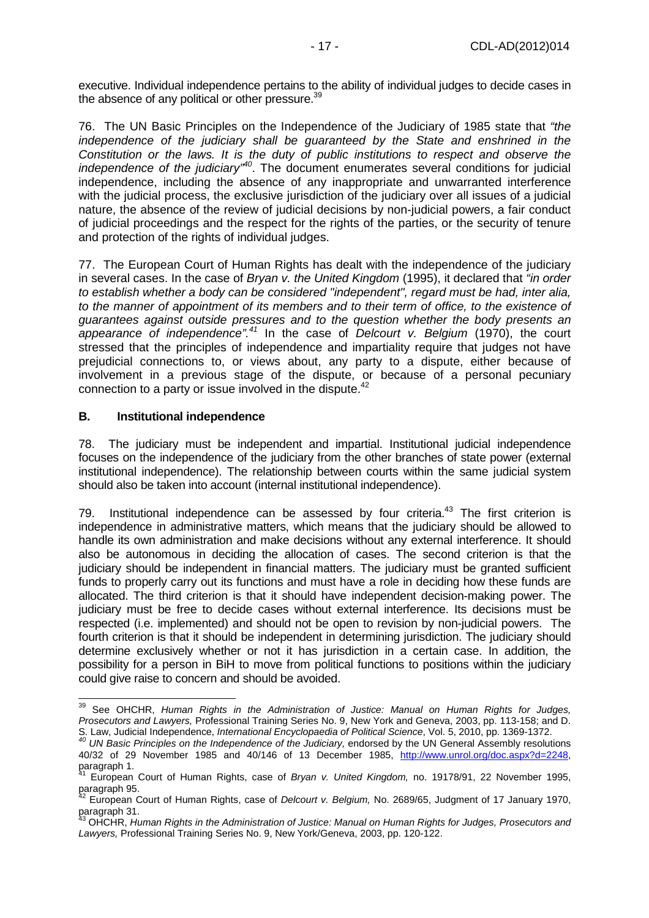executive. Individual independence pertains to the ability of individual judges to decide cases in the absence of any political or other pressure.[39]

76. The UN Basic Principles on the Independence of the Judiciary of 1985 state that *"the independence of the judiciary shall be guaranteed by the State and enshrined in the Constitution or the laws. It is the duty of public institutions to respect and observe the independence of the judiciary"*[40]. The document enumerates several conditions for judicial independence, including the absence of any inappropriate and unwarranted interference with the judicial process, the exclusive jurisdiction of the judiciary over all issues of a judicial nature, the absence of the review of judicial decisions by non-judicial powers, a fair conduct of judicial proceedings and the respect for the rights of the parties, or the security of tenure and protection of the rights of individual judges.

77. The European Court of Human Rights has dealt with the independence of the judiciary in several cases. In the case of *Bryan v. the United Kingdom* (1995), it declared that *"in order to establish whether a body can be considered "independent", regard must be had, inter alia, to the manner of appointment of its members and to their term of office, to the existence of guarantees against outside pressures and to the question whether the body presents an appearance of independence".*[41] In the case of *Delcourt v. Belgium* (1970), the court stressed that the principles of independence and impartiality require that judges not have prejudicial connections to, or views about, any party to a dispute, either because of involvement in a previous stage of the dispute, or because of a personal pecuniary connection to a party or issue involved in the dispute.[42]

### B. Institutional independence

78. The judiciary must be independent and impartial. Institutional judicial independence focuses on the independence of the judiciary from the other branches of state power (external institutional independence). The relationship between courts within the same judicial system should also be taken into account (internal institutional independence).

79. Institutional independence can be assessed by four criteria.[43] The first criterion is independence in administrative matters, which means that the judiciary should be allowed to handle its own administration and make decisions without any external interference. It should also be autonomous in deciding the allocation of cases. The second criterion is that the judiciary should be independent in financial matters. The judiciary must be granted sufficient funds to properly carry out its functions and must have a role in deciding how these funds are allocated. The third criterion is that it should have independent decision-making power. The judiciary must be free to decide cases without external interference. Its decisions must be respected (i.e. implemented) and should not be open to revision by non-judicial powers. The fourth criterion is that it should be independent in determining jurisdiction. The judiciary should determine exclusively whether or not it has jurisdiction in a certain case. In addition, the possibility for a person in BiH to move from political functions to positions within the judiciary could give raise to concern and should be avoided.

---

[39] See OHCHR, *Human Rights in the Administration of Justice: Manual on Human Rights for Judges, Prosecutors and Lawyers,* Professional Training Series No. 9, New York and Geneva, 2003, pp. 113-158; and D. S. Law, Judicial Independence, *International Encyclopaedia of Political Science*, Vol. 5, 2010, pp. 1369-1372.

[40] *UN Basic Principles on the Independence of the Judiciary,* endorsed by the UN General Assembly resolutions 40/32 of 29 November 1985 and 40/146 of 13 December 1985, http://www.unrol.org/doc.aspx?d=2248, paragraph 1.

[41] European Court of Human Rights, case of *Bryan v. United Kingdom,* no. 19178/91, 22 November 1995, paragraph 95.

[42] European Court of Human Rights, case of *Delcourt v. Belgium,* No. 2689/65, Judgment of 17 January 1970, paragraph 31.

[43] OHCHR, *Human Rights in the Administration of Justice: Manual on Human Rights for Judges, Prosecutors and Lawyers,* Professional Training Series No. 9, New York/Geneva, 2003, pp. 120-122.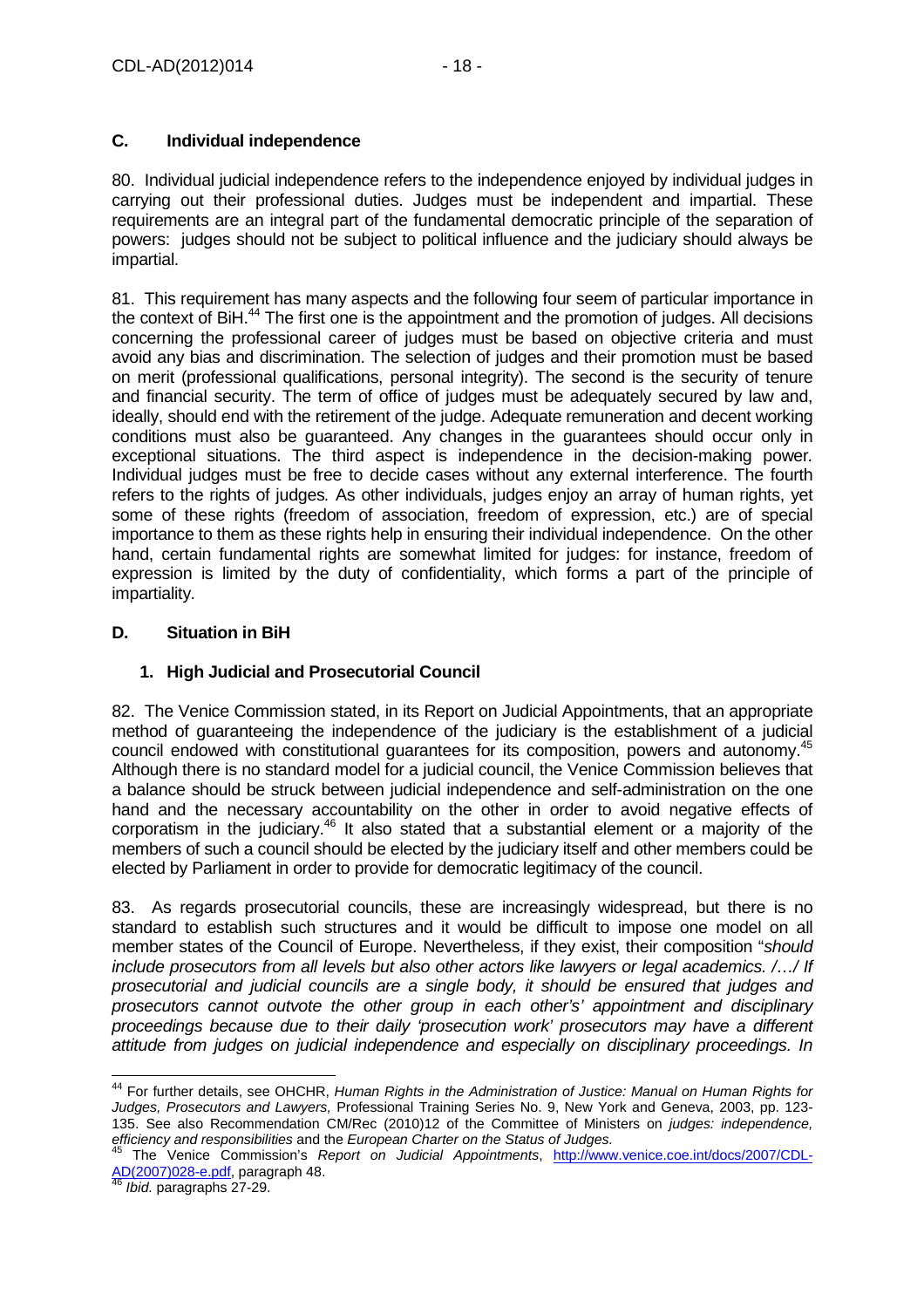### C. Individual independence

80. Individual judicial independence refers to the independence enjoyed by individual judges in carrying out their professional duties. Judges must be independent and impartial. These requirements are an integral part of the fundamental democratic principle of the separation of powers: judges should not be subject to political influence and the judiciary should always be impartial.

81. This requirement has many aspects and the following four seem of particular importance in the context of BiH.[44] The first one is the appointment and the promotion of judges. All decisions concerning the professional career of judges must be based on objective criteria and must avoid any bias and discrimination. The selection of judges and their promotion must be based on merit (professional qualifications, personal integrity). The second is the security of tenure and financial security. The term of office of judges must be adequately secured by law and, ideally, should end with the retirement of the judge. Adequate remuneration and decent working conditions must also be guaranteed. Any changes in the guarantees should occur only in exceptional situations. The third aspect is independence in the decision-making power. Individual judges must be free to decide cases without any external interference. The fourth refers to the rights of judges. As other individuals, judges enjoy an array of human rights, yet some of these rights (freedom of association, freedom of expression, etc.) are of special importance to them as these rights help in ensuring their individual independence. On the other hand, certain fundamental rights are somewhat limited for judges: for instance, freedom of expression is limited by the duty of confidentiality, which forms a part of the principle of impartiality.

### D. Situation in BiH

#### 1. High Judicial and Prosecutorial Council

82. The Venice Commission stated, in its Report on Judicial Appointments, that an appropriate method of guaranteeing the independence of the judiciary is the establishment of a judicial council endowed with constitutional guarantees for its composition, powers and autonomy.[45] Although there is no standard model for a judicial council, the Venice Commission believes that a balance should be struck between judicial independence and self-administration on the one hand and the necessary accountability on the other in order to avoid negative effects of corporatism in the judiciary.[46] It also stated that a substantial element or a majority of the members of such a council should be elected by the judiciary itself and other members could be elected by Parliament in order to provide for democratic legitimacy of the council.

83. As regards prosecutorial councils, these are increasingly widespread, but there is no standard to establish such structures and it would be difficult to impose one model on all member states of the Council of Europe. Nevertheless, if they exist, their composition "*should include prosecutors from all levels but also other actors like lawyers or legal academics. /…/ If prosecutorial and judicial councils are a single body, it should be ensured that judges and prosecutors cannot outvote the other group in each other's' appointment and disciplinary proceedings because due to their daily 'prosecution work' prosecutors may have a different attitude from judges on judicial independence and especially on disciplinary proceedings. In*

---

[44] For further details, see OHCHR, *Human Rights in the Administration of Justice: Manual on Human Rights for Judges, Prosecutors and Lawyers,* Professional Training Series No. 9, New York and Geneva, 2003, pp. 123-135. See also Recommendation CM/Rec (2010)12 of the Committee of Ministers on *judges: independence, efficiency and responsibilities* and the *European Charter on the Status of Judges.*

[45] The Venice Commission's *Report on Judicial Appointments*, http://www.venice.coe.int/docs/2007/CDL-AD(2007)028-e.pdf, paragraph 48.

[46] *Ibid.* paragraphs 27-29.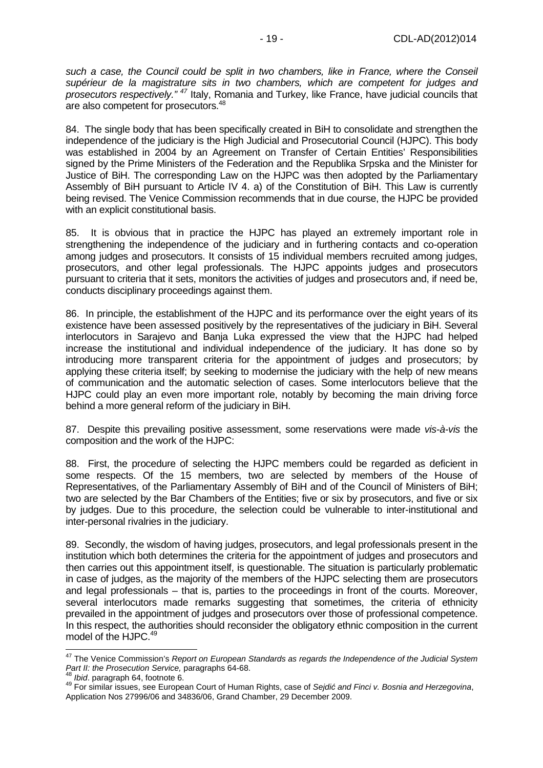*such a case, the Council could be split in two chambers, like in France, where the Conseil supérieur de la magistrature sits in two chambers, which are competent for judges and prosecutors respectively."* [47] Italy, Romania and Turkey, like France, have judicial councils that are also competent for prosecutors.[48]

84. The single body that has been specifically created in BiH to consolidate and strengthen the independence of the judiciary is the High Judicial and Prosecutorial Council (HJPC). This body was established in 2004 by an Agreement on Transfer of Certain Entities' Responsibilities signed by the Prime Ministers of the Federation and the Republika Srpska and the Minister for Justice of BiH. The corresponding Law on the HJPC was then adopted by the Parliamentary Assembly of BiH pursuant to Article IV 4. a) of the Constitution of BiH. This Law is currently being revised. The Venice Commission recommends that in due course, the HJPC be provided with an explicit constitutional basis.

85. It is obvious that in practice the HJPC has played an extremely important role in strengthening the independence of the judiciary and in furthering contacts and co-operation among judges and prosecutors. It consists of 15 individual members recruited among judges, prosecutors, and other legal professionals. The HJPC appoints judges and prosecutors pursuant to criteria that it sets, monitors the activities of judges and prosecutors and, if need be, conducts disciplinary proceedings against them.

86. In principle, the establishment of the HJPC and its performance over the eight years of its existence have been assessed positively by the representatives of the judiciary in BiH. Several interlocutors in Sarajevo and Banja Luka expressed the view that the HJPC had helped increase the institutional and individual independence of the judiciary. It has done so by introducing more transparent criteria for the appointment of judges and prosecutors; by applying these criteria itself; by seeking to modernise the judiciary with the help of new means of communication and the automatic selection of cases. Some interlocutors believe that the HJPC could play an even more important role, notably by becoming the main driving force behind a more general reform of the judiciary in BiH.

87. Despite this prevailing positive assessment, some reservations were made *vis-à-vis* the composition and the work of the HJPC:

88. First, the procedure of selecting the HJPC members could be regarded as deficient in some respects. Of the 15 members, two are selected by members of the House of Representatives, of the Parliamentary Assembly of BiH and of the Council of Ministers of BiH; two are selected by the Bar Chambers of the Entities; five or six by prosecutors, and five or six by judges. Due to this procedure, the selection could be vulnerable to inter-institutional and inter-personal rivalries in the judiciary.

89. Secondly, the wisdom of having judges, prosecutors, and legal professionals present in the institution which both determines the criteria for the appointment of judges and prosecutors and then carries out this appointment itself, is questionable. The situation is particularly problematic in case of judges, as the majority of the members of the HJPC selecting them are prosecutors and legal professionals – that is, parties to the proceedings in front of the courts. Moreover, several interlocutors made remarks suggesting that sometimes, the criteria of ethnicity prevailed in the appointment of judges and prosecutors over those of professional competence. In this respect, the authorities should reconsider the obligatory ethnic composition in the current model of the HJPC.[49]

---

[47] The Venice Commission's *Report on European Standards as regards the Independence of the Judicial System Part II: the Prosecution Service,* paragraphs 64-68.

[48] *Ibid*. paragraph 64, footnote 6.

[49] For similar issues, see European Court of Human Rights, case of *Sejdić and Finci v. Bosnia and Herzegovina*, Application Nos 27996/06 and 34836/06, Grand Chamber, 29 December 2009.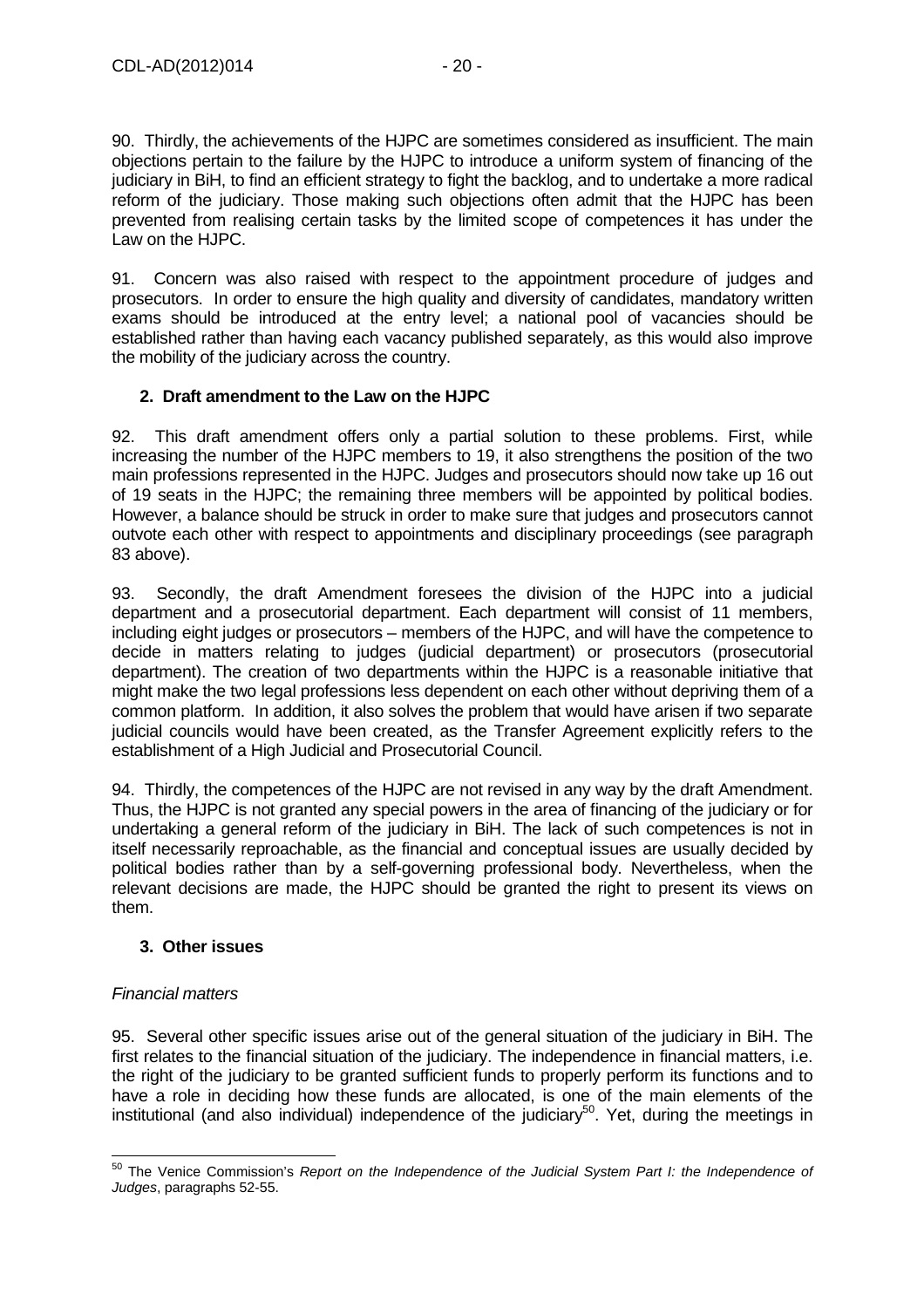90. Thirdly, the achievements of the HJPC are sometimes considered as insufficient. The main objections pertain to the failure by the HJPC to introduce a uniform system of financing of the judiciary in BiH, to find an efficient strategy to fight the backlog, and to undertake a more radical reform of the judiciary. Those making such objections often admit that the HJPC has been prevented from realising certain tasks by the limited scope of competences it has under the Law on the HJPC.

91. Concern was also raised with respect to the appointment procedure of judges and prosecutors. In order to ensure the high quality and diversity of candidates, mandatory written exams should be introduced at the entry level; a national pool of vacancies should be established rather than having each vacancy published separately, as this would also improve the mobility of the judiciary across the country.

### 2. Draft amendment to the Law on the HJPC

92. This draft amendment offers only a partial solution to these problems. First, while increasing the number of the HJPC members to 19, it also strengthens the position of the two main professions represented in the HJPC. Judges and prosecutors should now take up 16 out of 19 seats in the HJPC; the remaining three members will be appointed by political bodies. However, a balance should be struck in order to make sure that judges and prosecutors cannot outvote each other with respect to appointments and disciplinary proceedings (see paragraph 83 above).

93. Secondly, the draft Amendment foresees the division of the HJPC into a judicial department and a prosecutorial department. Each department will consist of 11 members, including eight judges or prosecutors – members of the HJPC, and will have the competence to decide in matters relating to judges (judicial department) or prosecutors (prosecutorial department). The creation of two departments within the HJPC is a reasonable initiative that might make the two legal professions less dependent on each other without depriving them of a common platform. In addition, it also solves the problem that would have arisen if two separate judicial councils would have been created, as the Transfer Agreement explicitly refers to the establishment of a High Judicial and Prosecutorial Council.

94. Thirdly, the competences of the HJPC are not revised in any way by the draft Amendment. Thus, the HJPC is not granted any special powers in the area of financing of the judiciary or for undertaking a general reform of the judiciary in BiH. The lack of such competences is not in itself necessarily reproachable, as the financial and conceptual issues are usually decided by political bodies rather than by a self-governing professional body. Nevertheless, when the relevant decisions are made, the HJPC should be granted the right to present its views on them.

### 3. Other issues

*Financial matters*

95. Several other specific issues arise out of the general situation of the judiciary in BiH. The first relates to the financial situation of the judiciary. The independence in financial matters, i.e. the right of the judiciary to be granted sufficient funds to properly perform its functions and to have a role in deciding how these funds are allocated, is one of the main elements of the institutional (and also individual) independence of the judiciary[50]. Yet, during the meetings in

[50] The Venice Commission's *Report on the Independence of the Judicial System Part I: the Independence of Judges*, paragraphs 52-55.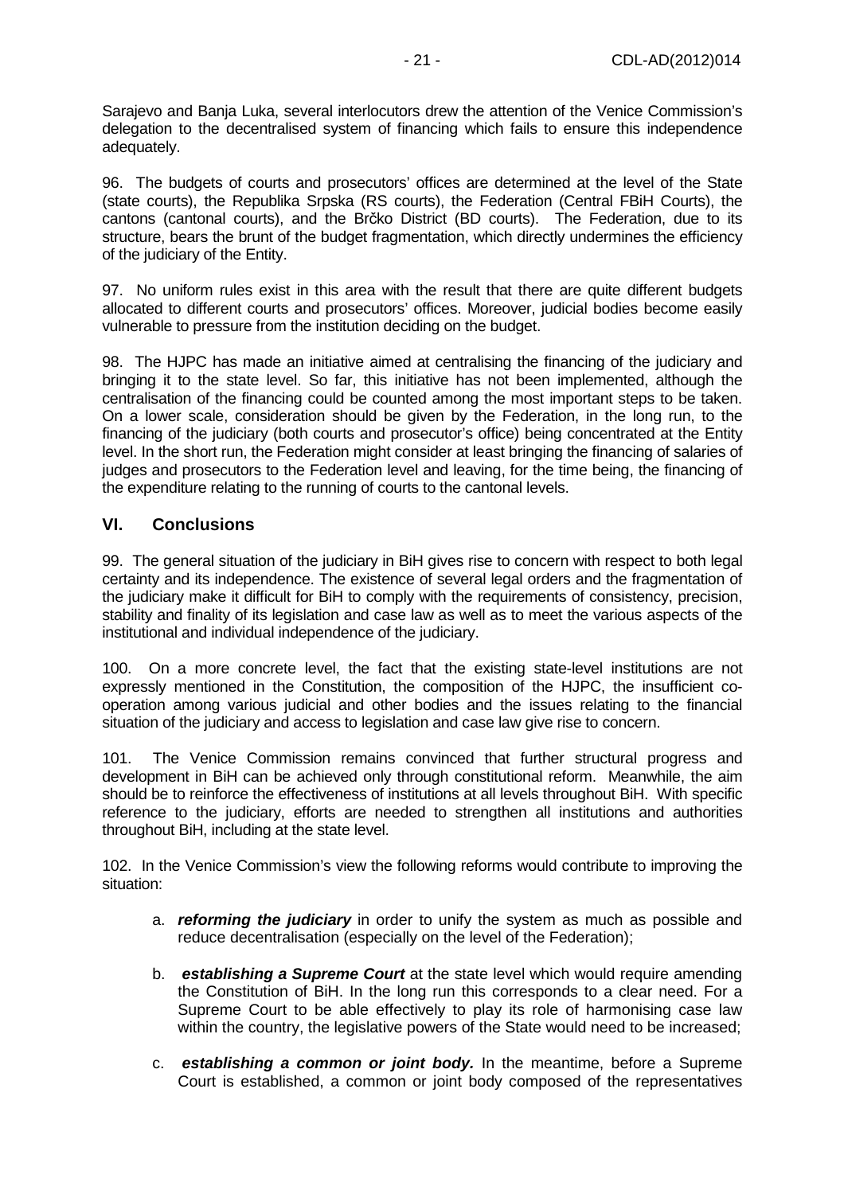Sarajevo and Banja Luka, several interlocutors drew the attention of the Venice Commission's delegation to the decentralised system of financing which fails to ensure this independence adequately.

96. The budgets of courts and prosecutors' offices are determined at the level of the State (state courts), the Republika Srpska (RS courts), the Federation (Central FBiH Courts), the cantons (cantonal courts), and the Brčko District (BD courts). The Federation, due to its structure, bears the brunt of the budget fragmentation, which directly undermines the efficiency of the judiciary of the Entity.

97. No uniform rules exist in this area with the result that there are quite different budgets allocated to different courts and prosecutors' offices. Moreover, judicial bodies become easily vulnerable to pressure from the institution deciding on the budget.

98. The HJPC has made an initiative aimed at centralising the financing of the judiciary and bringing it to the state level. So far, this initiative has not been implemented, although the centralisation of the financing could be counted among the most important steps to be taken. On a lower scale, consideration should be given by the Federation, in the long run, to the financing of the judiciary (both courts and prosecutor's office) being concentrated at the Entity level. In the short run, the Federation might consider at least bringing the financing of salaries of judges and prosecutors to the Federation level and leaving, for the time being, the financing of the expenditure relating to the running of courts to the cantonal levels.

## VI. Conclusions

99. The general situation of the judiciary in BiH gives rise to concern with respect to both legal certainty and its independence. The existence of several legal orders and the fragmentation of the judiciary make it difficult for BiH to comply with the requirements of consistency, precision, stability and finality of its legislation and case law as well as to meet the various aspects of the institutional and individual independence of the judiciary.

100. On a more concrete level, the fact that the existing state-level institutions are not expressly mentioned in the Constitution, the composition of the HJPC, the insufficient co-operation among various judicial and other bodies and the issues relating to the financial situation of the judiciary and access to legislation and case law give rise to concern.

101. The Venice Commission remains convinced that further structural progress and development in BiH can be achieved only through constitutional reform. Meanwhile, the aim should be to reinforce the effectiveness of institutions at all levels throughout BiH. With specific reference to the judiciary, efforts are needed to strengthen all institutions and authorities throughout BiH, including at the state level.

102. In the Venice Commission's view the following reforms would contribute to improving the situation:

a. ***reforming the judiciary*** in order to unify the system as much as possible and reduce decentralisation (especially on the level of the Federation);

b. ***establishing a Supreme Court*** at the state level which would require amending the Constitution of BiH. In the long run this corresponds to a clear need. For a Supreme Court to be able effectively to play its role of harmonising case law within the country, the legislative powers of the State would need to be increased;

c. ***establishing a common or joint body.*** In the meantime, before a Supreme Court is established, a common or joint body composed of the representatives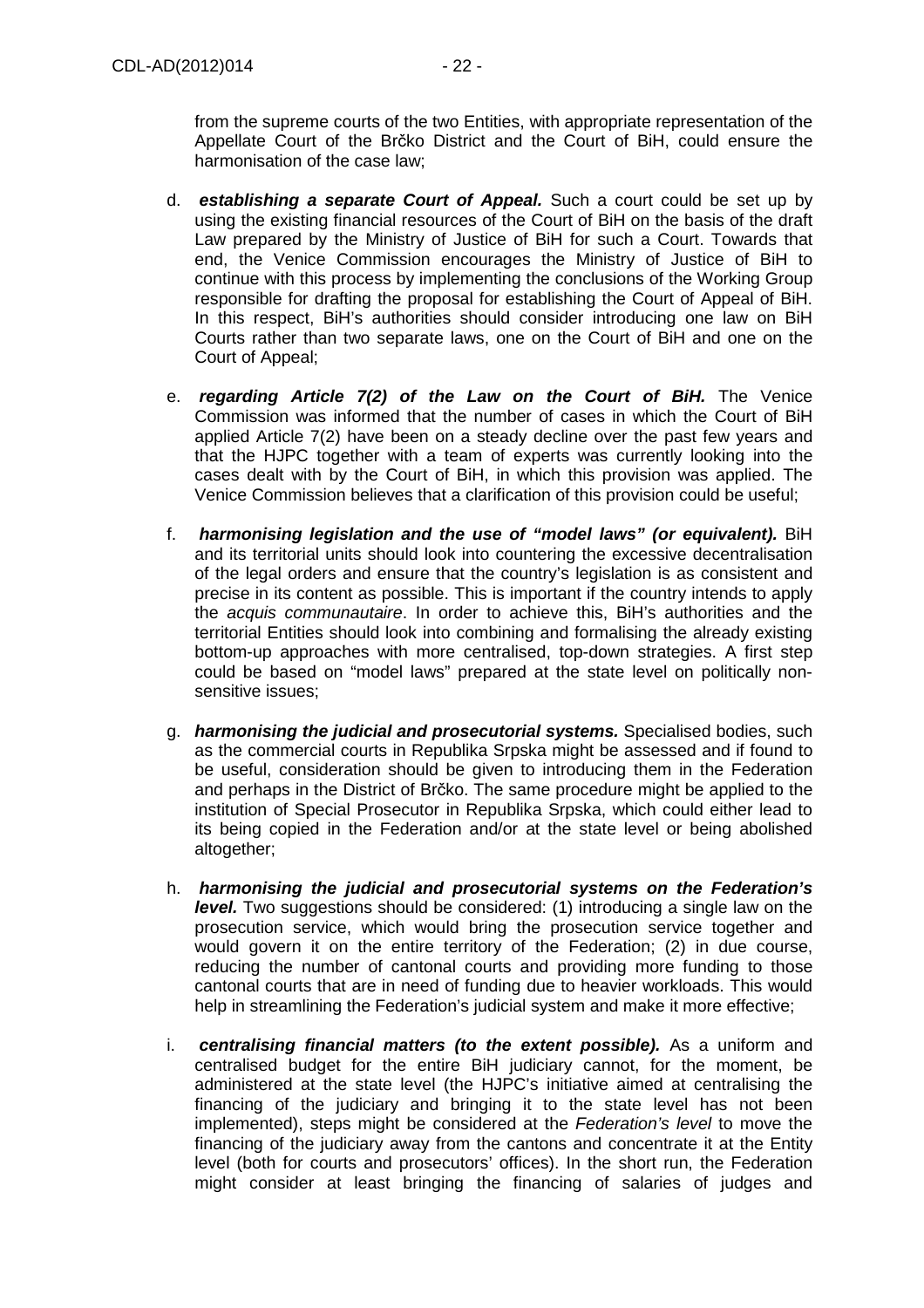from the supreme courts of the two Entities, with appropriate representation of the Appellate Court of the Brčko District and the Court of BiH, could ensure the harmonisation of the case law;

d. ***establishing a separate Court of Appeal.*** Such a court could be set up by using the existing financial resources of the Court of BiH on the basis of the draft Law prepared by the Ministry of Justice of BiH for such a Court. Towards that end, the Venice Commission encourages the Ministry of Justice of BiH to continue with this process by implementing the conclusions of the Working Group responsible for drafting the proposal for establishing the Court of Appeal of BiH. In this respect, BiH's authorities should consider introducing one law on BiH Courts rather than two separate laws, one on the Court of BiH and one on the Court of Appeal;

e. ***regarding Article 7(2) of the Law on the Court of BiH.*** The Venice Commission was informed that the number of cases in which the Court of BiH applied Article 7(2) have been on a steady decline over the past few years and that the HJPC together with a team of experts was currently looking into the cases dealt with by the Court of BiH, in which this provision was applied. The Venice Commission believes that a clarification of this provision could be useful;

f. ***harmonising legislation and the use of "model laws" (or equivalent).*** BiH and its territorial units should look into countering the excessive decentralisation of the legal orders and ensure that the country's legislation is as consistent and precise in its content as possible. This is important if the country intends to apply the *acquis communautaire*. In order to achieve this, BiH's authorities and the territorial Entities should look into combining and formalising the already existing bottom-up approaches with more centralised, top-down strategies. A first step could be based on "model laws" prepared at the state level on politically non-sensitive issues;

g. ***harmonising the judicial and prosecutorial systems.*** Specialised bodies, such as the commercial courts in Republika Srpska might be assessed and if found to be useful, consideration should be given to introducing them in the Federation and perhaps in the District of Brčko. The same procedure might be applied to the institution of Special Prosecutor in Republika Srpska, which could either lead to its being copied in the Federation and/or at the state level or being abolished altogether;

h. ***harmonising the judicial and prosecutorial systems on the Federation's level.*** Two suggestions should be considered: (1) introducing a single law on the prosecution service, which would bring the prosecution service together and would govern it on the entire territory of the Federation; (2) in due course, reducing the number of cantonal courts and providing more funding to those cantonal courts that are in need of funding due to heavier workloads. This would help in streamlining the Federation's judicial system and make it more effective;

i. ***centralising financial matters (to the extent possible).*** As a uniform and centralised budget for the entire BiH judiciary cannot, for the moment, be administered at the state level (the HJPC's initiative aimed at centralising the financing of the judiciary and bringing it to the state level has not been implemented), steps might be considered at the *Federation's level* to move the financing of the judiciary away from the cantons and concentrate it at the Entity level (both for courts and prosecutors' offices). In the short run, the Federation might consider at least bringing the financing of salaries of judges and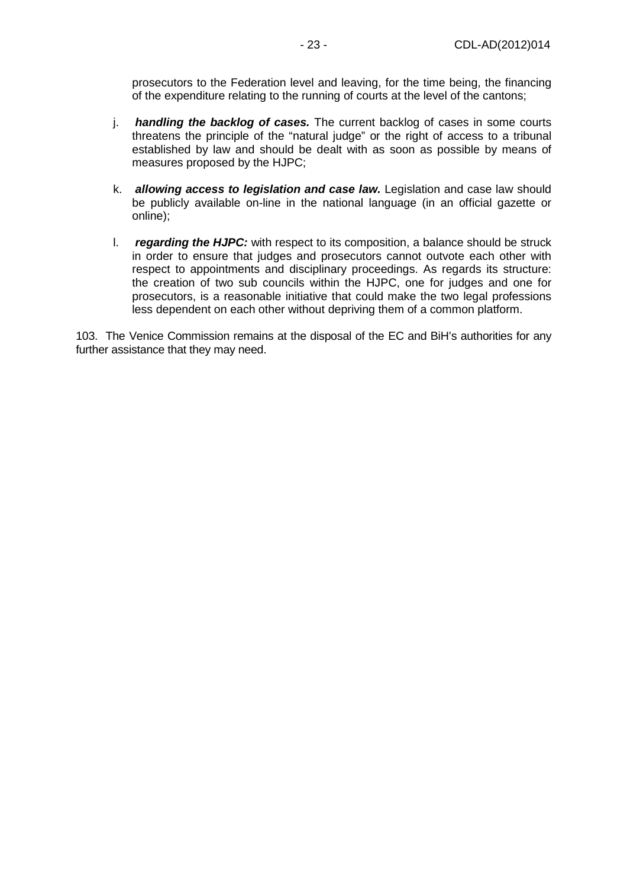prosecutors to the Federation level and leaving, for the time being, the financing of the expenditure relating to the running of courts at the level of the cantons;

j. ***handling the backlog of cases.*** The current backlog of cases in some courts threatens the principle of the "natural judge" or the right of access to a tribunal established by law and should be dealt with as soon as possible by means of measures proposed by the HJPC;

k. ***allowing access to legislation and case law.*** Legislation and case law should be publicly available on-line in the national language (in an official gazette or online);

l. ***regarding the HJPC:*** with respect to its composition, a balance should be struck in order to ensure that judges and prosecutors cannot outvote each other with respect to appointments and disciplinary proceedings. As regards its structure: the creation of two sub councils within the HJPC, one for judges and one for prosecutors, is a reasonable initiative that could make the two legal professions less dependent on each other without depriving them of a common platform.

103. The Venice Commission remains at the disposal of the EC and BiH's authorities for any further assistance that they may need.